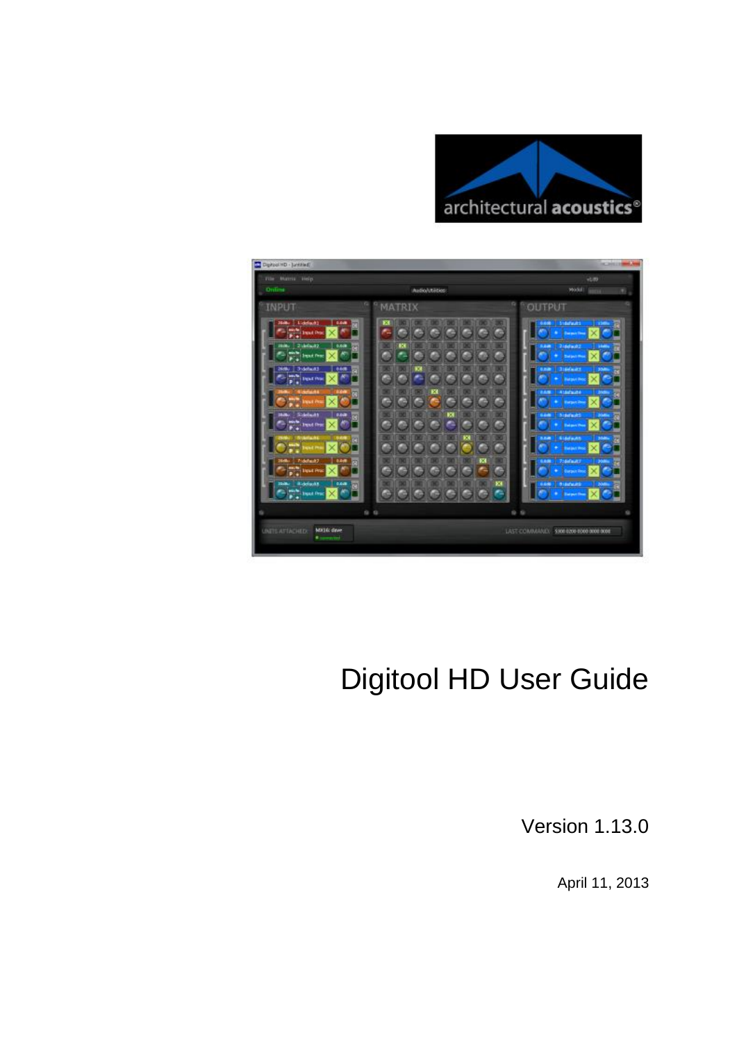# Digitool HD User Guide

Version 1.13.0

April 11, 2013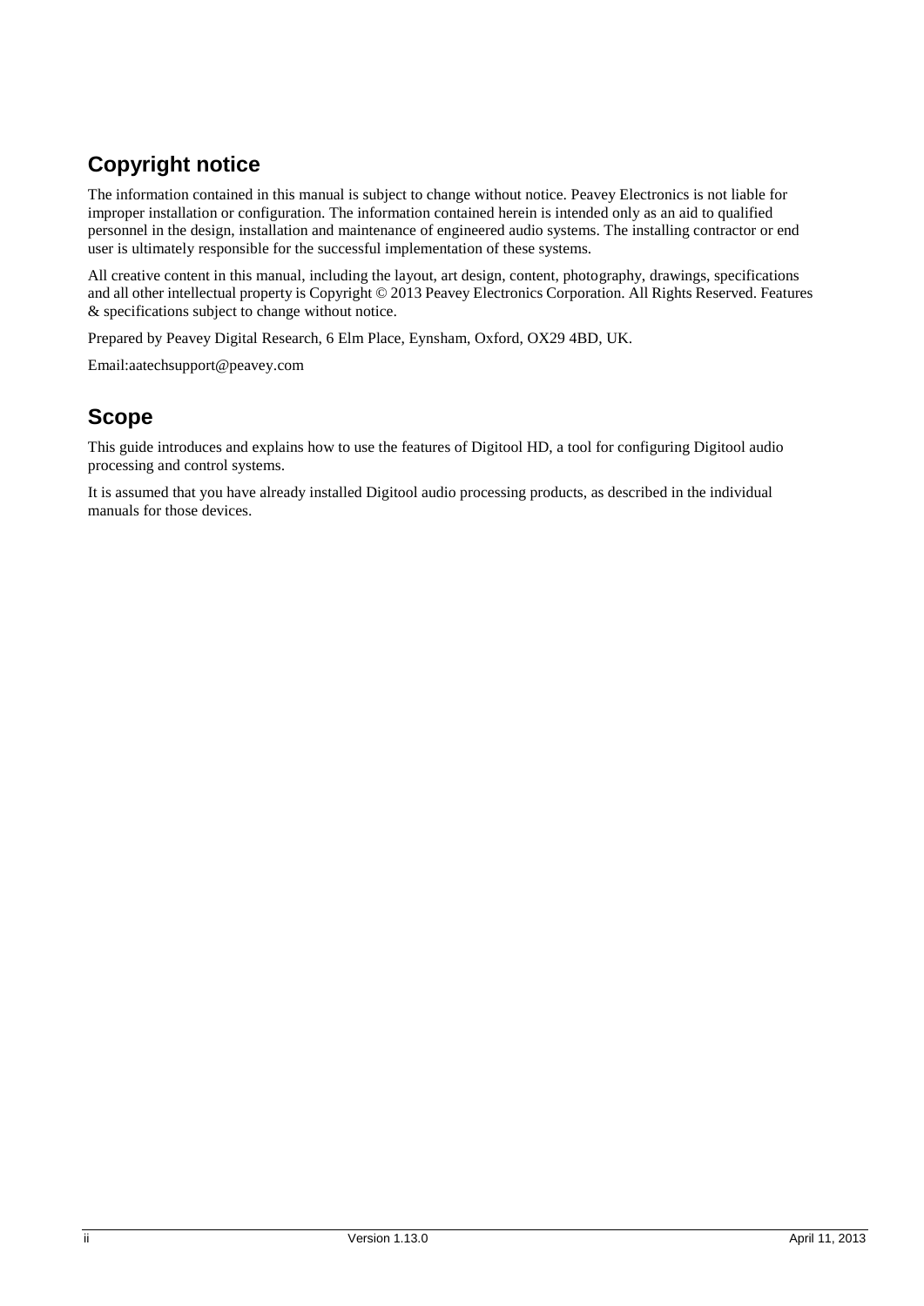## Copyright notice

The information contained in this manual is subject to change without notice. Peavey Electronics is not liable for improper installation or configuration. The information contained herein is intended only as an aid to qualified personnel in the design, installation and maintenance of engineered audio systems. The installing contractor or end user is ultimately responsible for the successful implementation of these systems.

All creative content in this manual, including the layout, art design, content, photography, drawings, specifications and all other intellectual property is Copyright © 2013 Peavey Electronics Corporation. All Rights Reserved. Features & specifications subject to change without notice.

Prepared by Peavey Digital Research, 6 Elm Place, Eynsham, Oxford, OX29 4BD, UK.

Email:aatechsupport@peavey.com

## Scope

This guide introduces and explains how to use the features of Digitool HD, a tool for configuring Digitool audio processing and control systems.

It is assumed that you have already installed Digitool audio processing products, as described in the individual manuals for those devices.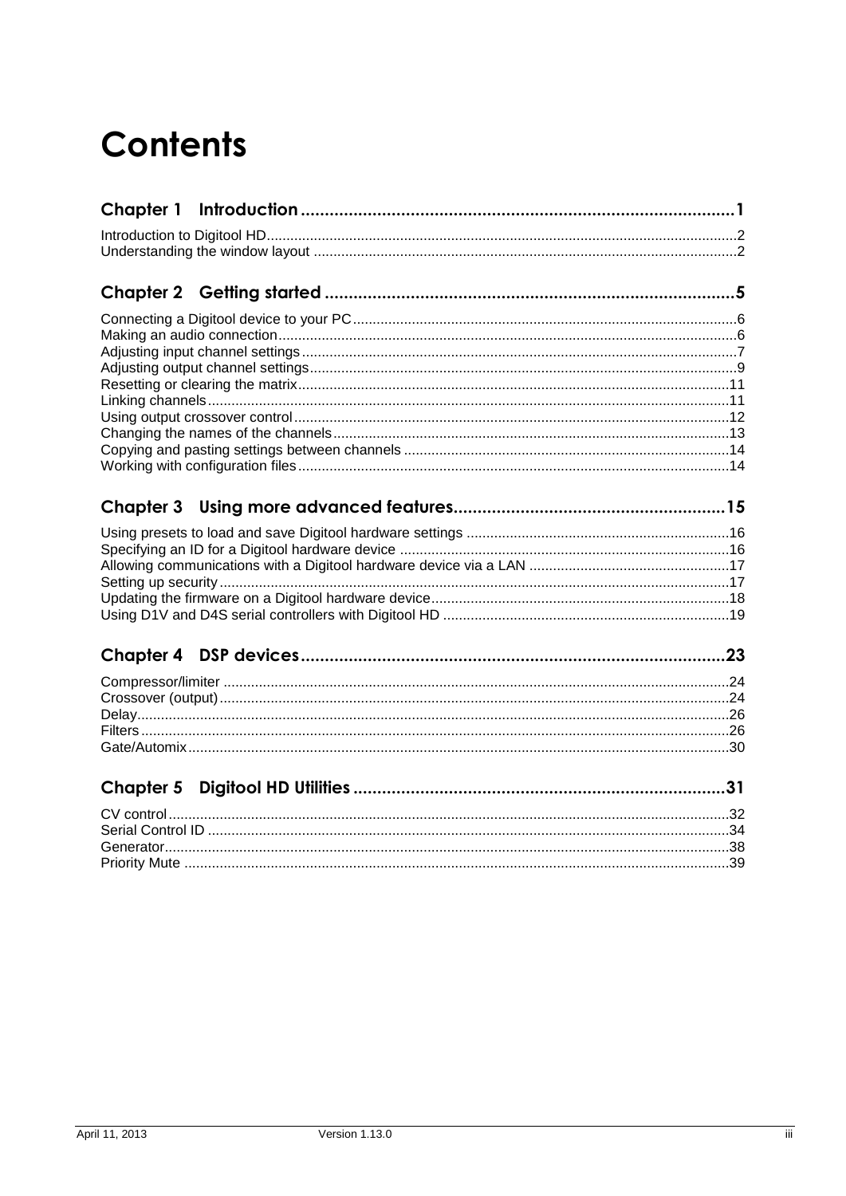# Contents

## Chapter 1 Introduction ........................................................................................1

Introduction to Digitool HD........................................................................................................2
Understanding the window layout ...........................................................................................2

## Chapter 2 Getting started ......................................................................................5

Connecting a Digitool device to your PC...................................................................................6
Making an audio connection.....................................................................................................6
Adjusting input channel settings................................................................................................7
Adjusting output channel settings..............................................................................................9
Resetting or clearing the matrix...............................................................................................11
Linking channels.....................................................................................................................11
Using output crossover control................................................................................................12
Changing the names of the channels.......................................................................................13
Copying and pasting settings between channels.....................................................................14
Working with configuration files...............................................................................................14

## Chapter 3 Using more advanced features.........................................................15

Using presets to load and save Digitool hardware settings .....................................................16
Specifying an ID for a Digitool hardware device .....................................................................16
Allowing communications with a Digitool hardware device via a LAN .....................................17
Setting up security...................................................................................................................17
Updating the firmware on a Digitool hardware device..............................................................18
Using D1V and D4S serial controllers with Digitool HD ...........................................................19

## Chapter 4 DSP devices.........................................................................................23

Compressor/limiter ..................................................................................................................24
Crossover (output)...................................................................................................................24
Delay.......................................................................................................................................26
Filters ......................................................................................................................................26
Gate/Automix...........................................................................................................................30

## Chapter 5 Digitool HD Utilities ..............................................................................31

CV control...............................................................................................................................32
Serial Control ID .....................................................................................................................34
Generator................................................................................................................................38
Priority Mute ...........................................................................................................................39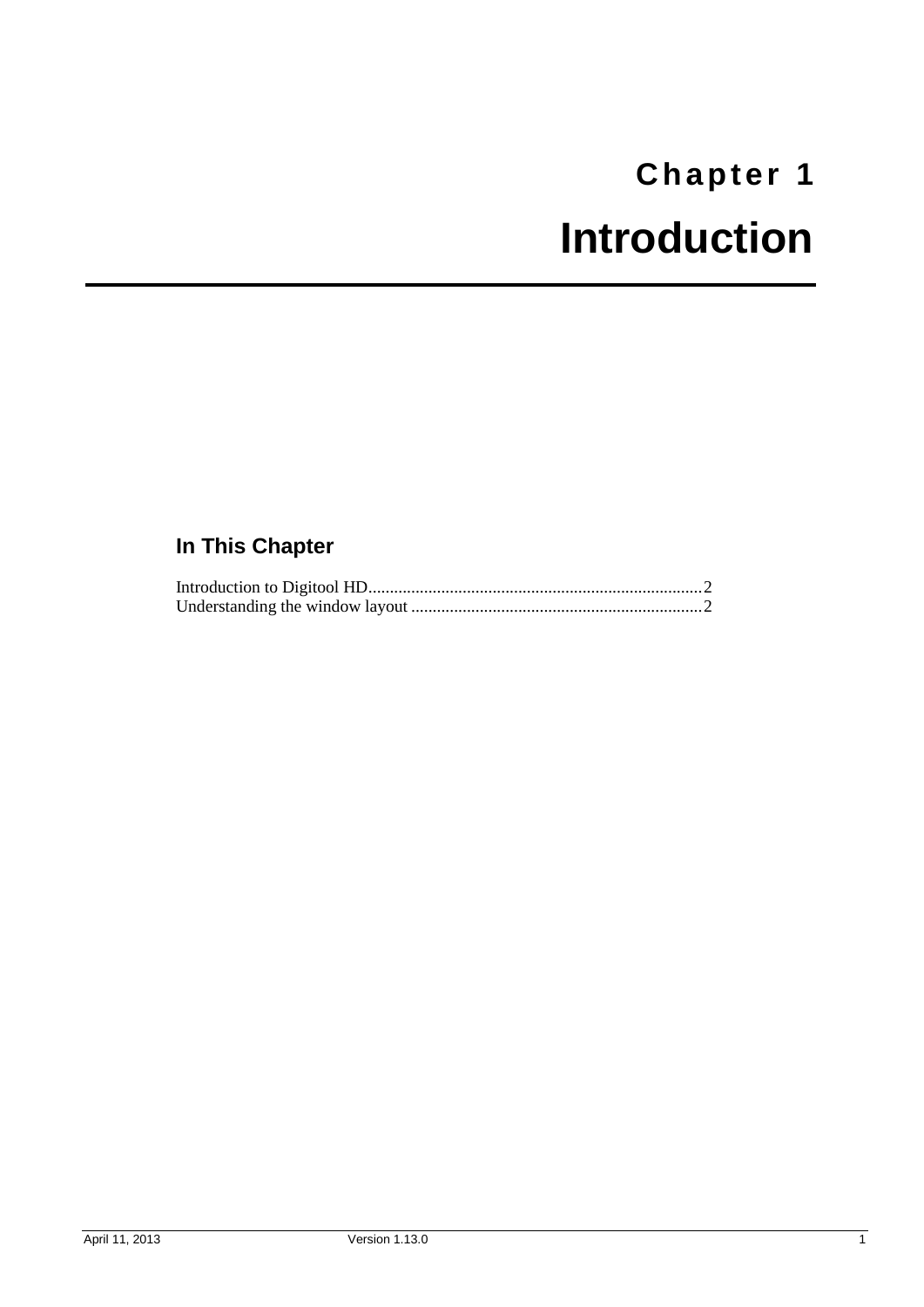# Chapter 1

# Introduction

## In This Chapter

Introduction to Digitool HD............................................................................2
Understanding the window layout ...................................................................2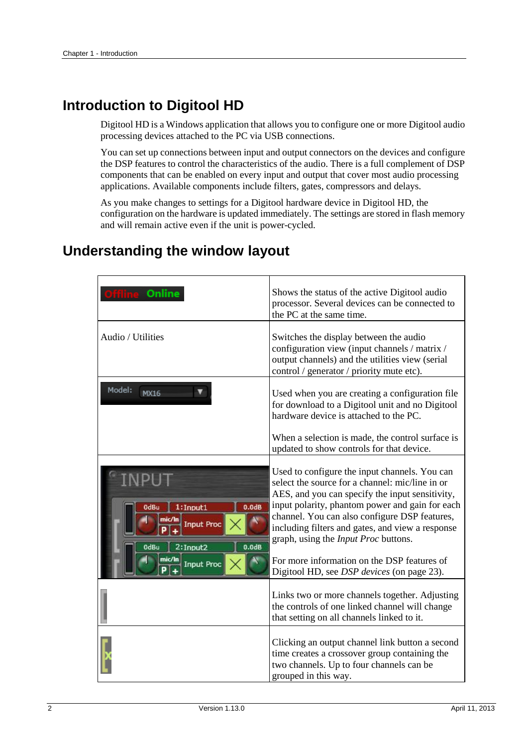# Introduction to Digitool HD

Digitool HD is a Windows application that allows you to configure one or more Digitool audio processing devices attached to the PC via USB connections.

You can set up connections between input and output connectors on the devices and configure the DSP features to control the characteristics of the audio. There is a full complement of DSP components that can be enabled on every input and output that cover most audio processing applications. Available components include filters, gates, compressors and delays.

As you make changes to settings for a Digitool hardware device in Digitool HD, the configuration on the hardware is updated immediately. The settings are stored in flash memory and will remain active even if the unit is power-cycled.

# Understanding the window layout

| | |
|---|---|
| Offline Online | Shows the status of the active Digitool audio processor. Several devices can be connected to the PC at the same time. |
| Audio / Utilities | Switches the display between the audio configuration view (input channels / matrix / output channels) and the utilities view (serial control / generator / priority mute etc). |
| Model: MX16 | Used when you are creating a configuration file for download to a Digitool unit and no Digitool hardware device is attached to the PC.<br><br>When a selection is made, the control surface is updated to show controls for that device. |
| INPUT | Used to configure the input channels. You can select the source for a channel: mic/line in or AES, and you can specify the input sensitivity, input polarity, phantom power and gain for each channel. You can also configure DSP features, including filters and gates, and view a response graph, using the *Input Proc* buttons.<br><br>For more information on the DSP features of Digitool HD, see *DSP devices* (on page 23). |
| | Links two or more channels together. Adjusting the controls of one linked channel will change that setting on all channels linked to it. |
| | Clicking an output channel link button a second time creates a crossover group containing the two channels. Up to four channels can be grouped in this way. |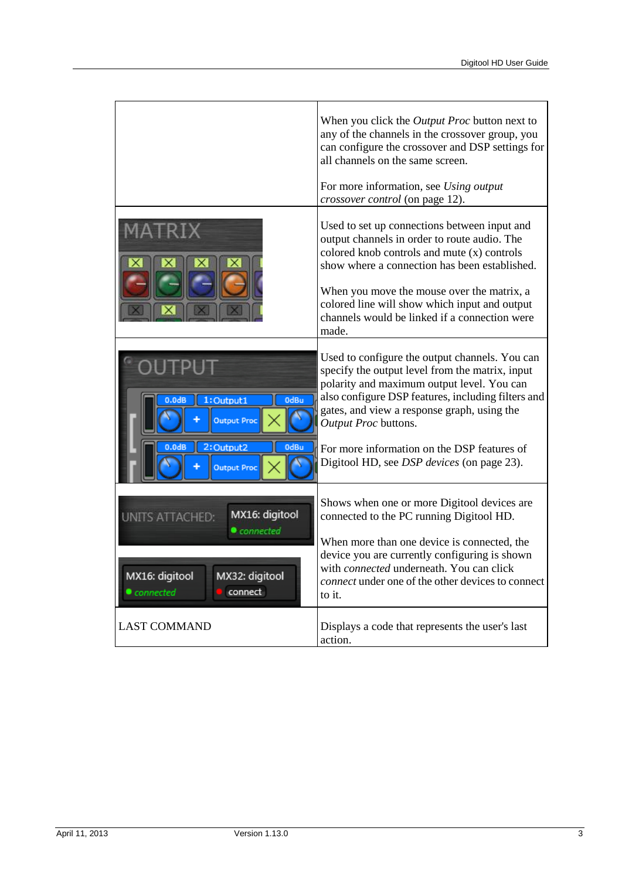| | |
|---|---|
| | When you click the *Output Proc* button next to any of the channels in the crossover group, you can configure the crossover and DSP settings for all channels on the same screen.<br><br>For more information, see *Using output crossover control* (on page 12). |
| MATRIX | Used to set up connections between input and output channels in order to route audio. The colored knob controls and mute (x) controls show where a connection has been established.<br><br>When you move the mouse over the matrix, a colored line will show which input and output channels would be linked if a connection were made. |
| OUTPUT | Used to configure the output channels. You can specify the output level from the matrix, input polarity and maximum output level. You can also configure DSP features, including filters and gates, and view a response graph, using the *Output Proc* buttons.<br><br>For more information on the DSP features of Digitool HD, see *DSP devices* (on page 23). |
| UNITS ATTACHED: | Shows when one or more Digitool devices are connected to the PC running Digitool HD.<br><br>When more than one device is connected, the device you are currently configuring is shown with *connected* underneath. You can click *connect* under one of the other devices to connect to it. |
| LAST COMMAND | Displays a code that represents the user's last action. |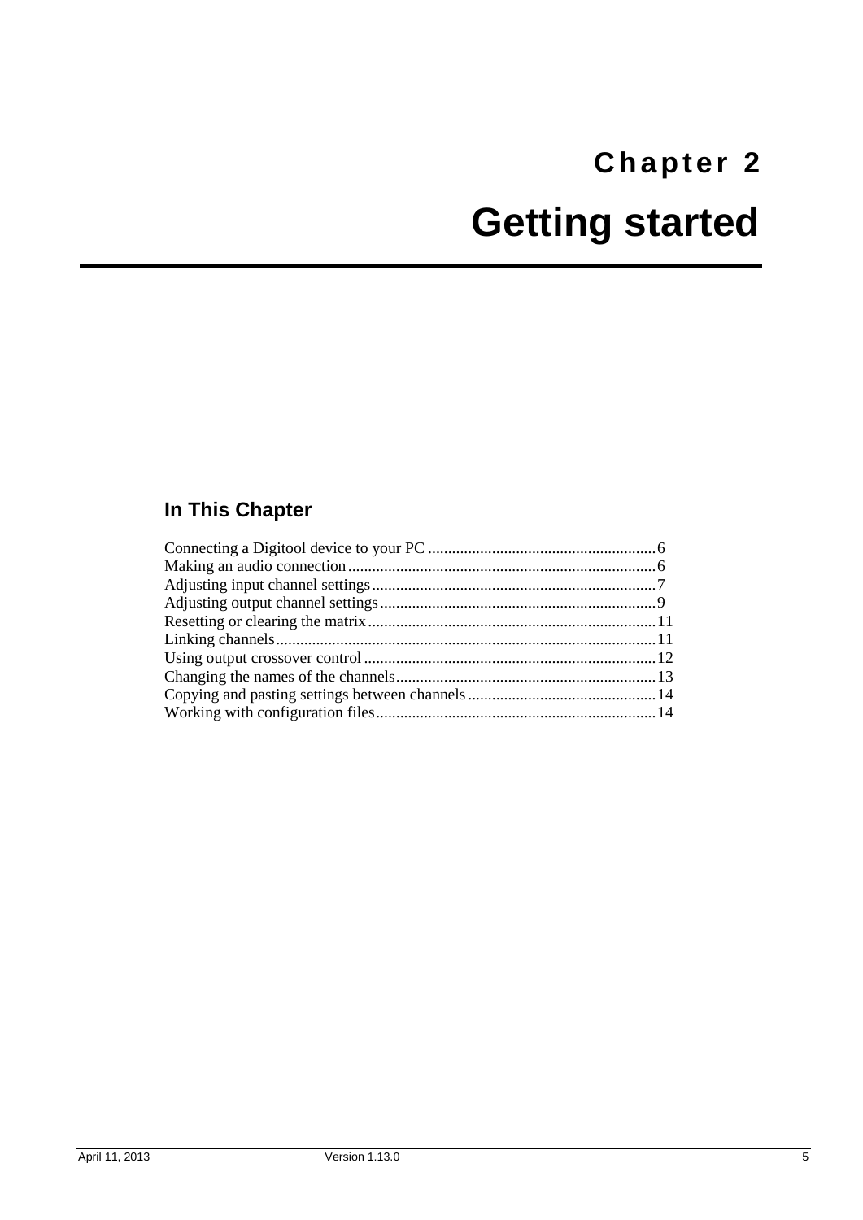# Chapter 2

# Getting started

## In This Chapter

Connecting a Digitool device to your PC ........................................................6
Making an audio connection............................................................................6
Adjusting input channel settings......................................................................7
Adjusting output channel settings....................................................................9
Resetting or clearing the matrix.......................................................................11
Linking channels.............................................................................................11
Using output crossover control........................................................................12
Changing the names of the channels................................................................13
Copying and pasting settings between channels..............................................14
Working with configuration files.....................................................................14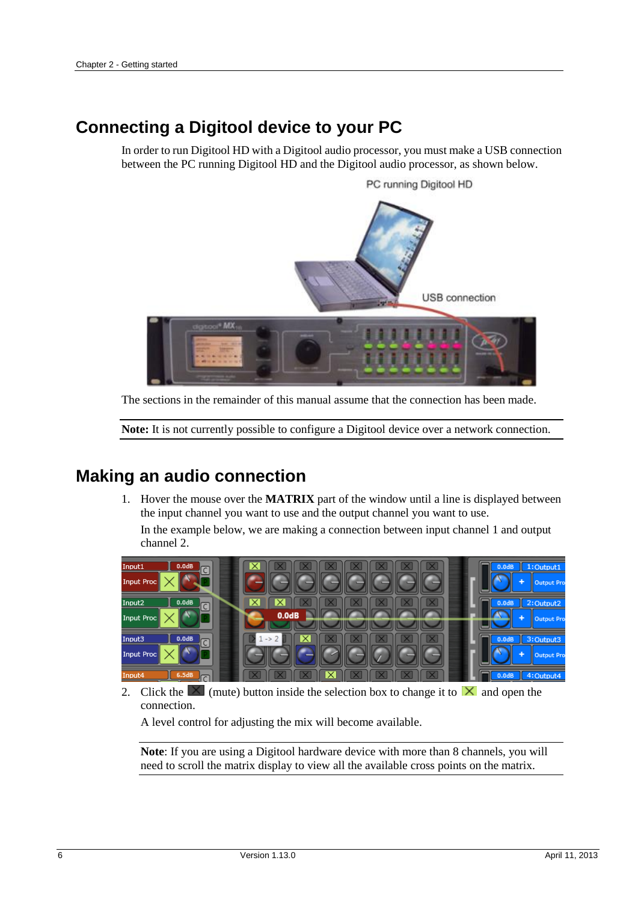## Connecting a Digitool device to your PC

In order to run Digitool HD with a Digitool audio processor, you must make a USB connection between the PC running Digitool HD and the Digitool audio processor, as shown below.

The sections in the remainder of this manual assume that the connection has been made.

**Note:** It is not currently possible to configure a Digitool device over a network connection.

## Making an audio connection

1. Hover the mouse over the **MATRIX** part of the window until a line is displayed between the input channel you want to use and the output channel you want to use.

   In the example below, we are making a connection between input channel 1 and output channel 2.

2. Click the (mute) button inside the selection box to change it to and open the connection.

   A level control for adjusting the mix will become available.

**Note**: If you are using a Digitool hardware device with more than 8 channels, you will need to scroll the matrix display to view all the available cross points on the matrix.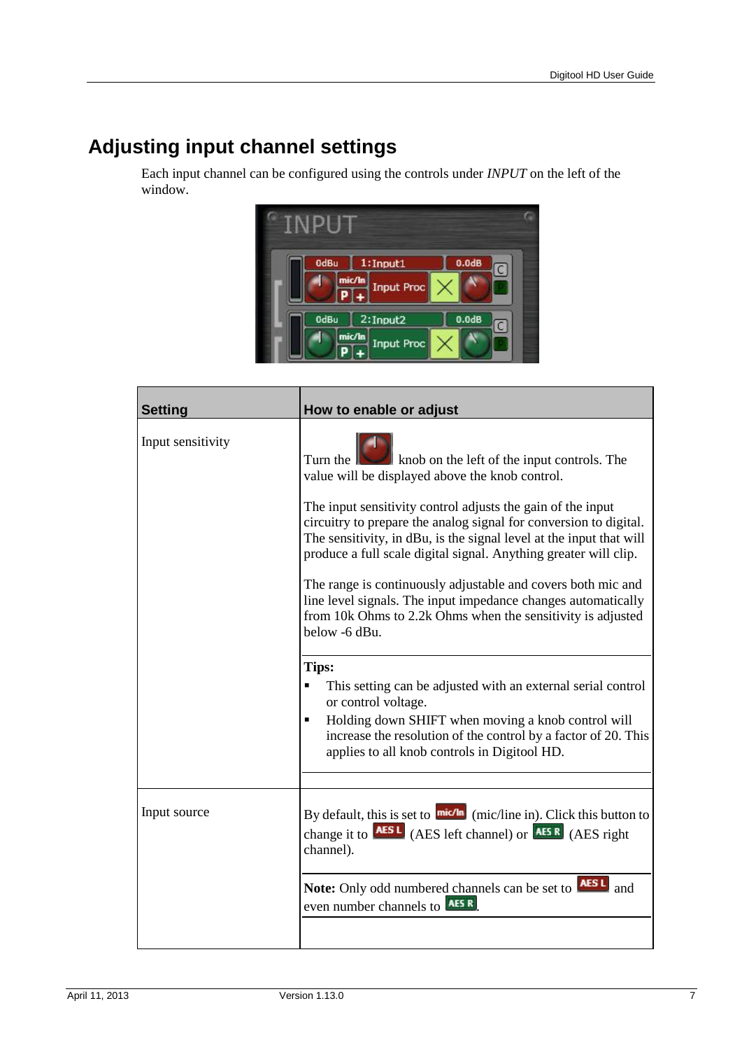# Adjusting input channel settings

Each input channel can be configured using the controls under *INPUT* on the left of the window.

| Setting | How to enable or adjust |
|---|---|
| Input sensitivity | Turn the knob on the left of the input controls. The value will be displayed above the knob control.<br><br>The input sensitivity control adjusts the gain of the input circuitry to prepare the analog signal for conversion to digital. The sensitivity, in dBu, is the signal level at the input that will produce a full scale digital signal. Anything greater will clip.<br><br>The range is continuously adjustable and covers both mic and line level signals. The input impedance changes automatically from 10k Ohms to 2.2k Ohms when the sensitivity is adjusted below -6 dBu.<br><br>**Tips:**<br>▪ This setting can be adjusted with an external serial control or control voltage.<br>▪ Holding down SHIFT when moving a knob control will increase the resolution of the control by a factor of 20. This applies to all knob controls in Digitool HD. |
| Input source | By default, this is set to mic/ln (mic/line in). Click this button to change it to AES L (AES left channel) or AES R (AES right channel).<br><br>**Note:** Only odd numbered channels can be set to AES L and even number channels to AES R. |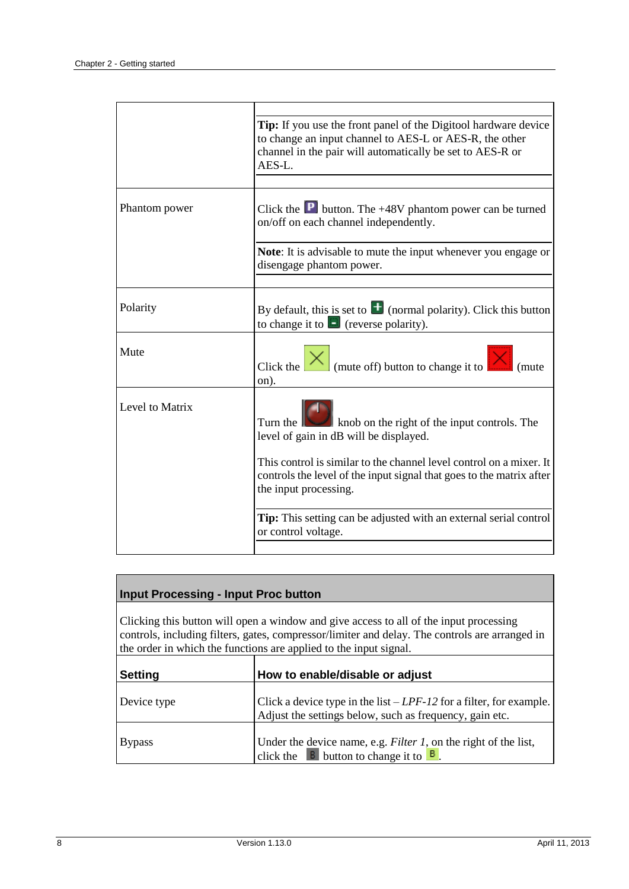| | |
|---|---|
| | **Tip:** If you use the front panel of the Digitool hardware device to change an input channel to AES-L or AES-R, the other channel in the pair will automatically be set to AES-R or AES-L. |
| Phantom power | Click the P button. The +48V phantom power can be turned on/off on each channel independently.<br><br>**Note**: It is advisable to mute the input whenever you engage or disengage phantom power. |
| Polarity | By default, this is set to + (normal polarity). Click this button to change it to - (reverse polarity). |
| Mute | Click the (mute off) button to change it to (mute on). |
| Level to Matrix | Turn the knob on the right of the input controls. The level of gain in dB will be displayed.<br><br>This control is similar to the channel level control on a mixer. It controls the level of the input signal that goes to the matrix after the input processing.<br><br>**Tip:** This setting can be adjusted with an external serial control or control voltage. |

| **Input Processing - Input Proc button** | |
|---|---|
| Clicking this button will open a window and give access to all of the input processing controls, including filters, gates, compressor/limiter and delay. The controls are arranged in the order in which the functions are applied to the input signal. | |
| **Setting** | **How to enable/disable or adjust** |
| Device type | Click a device type in the list – *LPF-12* for a filter, for example. Adjust the settings below, such as frequency, gain etc. |
| Bypass | Under the device name, e.g. *Filter 1*, on the right of the list, click the B button to change it to B. |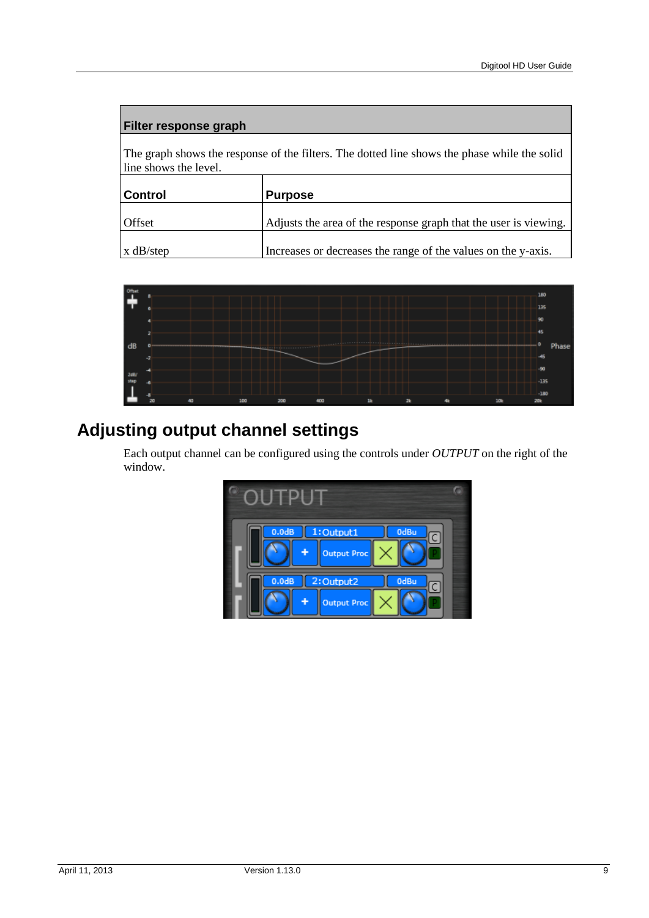| Filter response graph | |
|---|---|
| The graph shows the response of the filters. The dotted line shows the phase while the solid line shows the level. | |
| **Control** | **Purpose** |
| Offset | Adjusts the area of the response graph that the user is viewing. |
| x dB/step | Increases or decreases the range of the values on the y-axis. |

## Adjusting output channel settings

Each output channel can be configured using the controls under *OUTPUT* on the right of the window.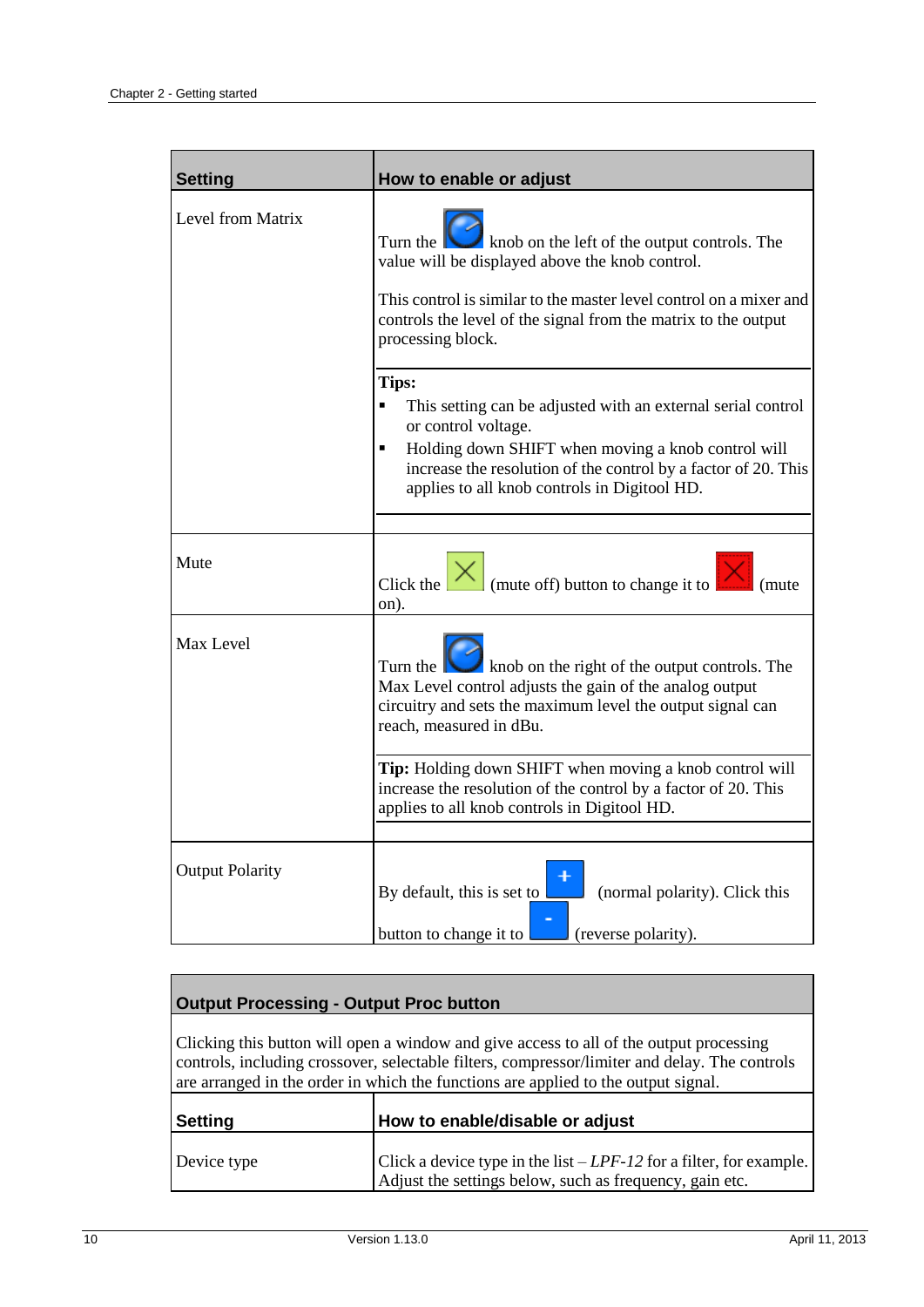| Setting | How to enable or adjust |
|---|---|
| Level from Matrix | Turn the knob on the left of the output controls. The value will be displayed above the knob control.<br><br>This control is similar to the master level control on a mixer and controls the level of the signal from the matrix to the output processing block.<br><br>**Tips:**<br>▪ This setting can be adjusted with an external serial control or control voltage.<br>▪ Holding down SHIFT when moving a knob control will increase the resolution of the control by a factor of 20. This applies to all knob controls in Digitool HD. |
| Mute | Click the (mute off) button to change it to (mute on). |
| Max Level | Turn the knob on the right of the output controls. The Max Level control adjusts the gain of the analog output circuitry and sets the maximum level the output signal can reach, measured in dBu.<br><br>**Tip:** Holding down SHIFT when moving a knob control will increase the resolution of the control by a factor of 20. This applies to all knob controls in Digitool HD. |
| Output Polarity | By default, this is set to + (normal polarity). Click this button to change it to - (reverse polarity). |

| Output Processing - Output Proc button | |
|---|---|
| Clicking this button will open a window and give access to all of the output processing controls, including crossover, selectable filters, compressor/limiter and delay. The controls are arranged in the order in which the functions are applied to the output signal. | |
| **Setting** | **How to enable/disable or adjust** |
| Device type | Click a device type in the list – *LPF-12* for a filter, for example. Adjust the settings below, such as frequency, gain etc. |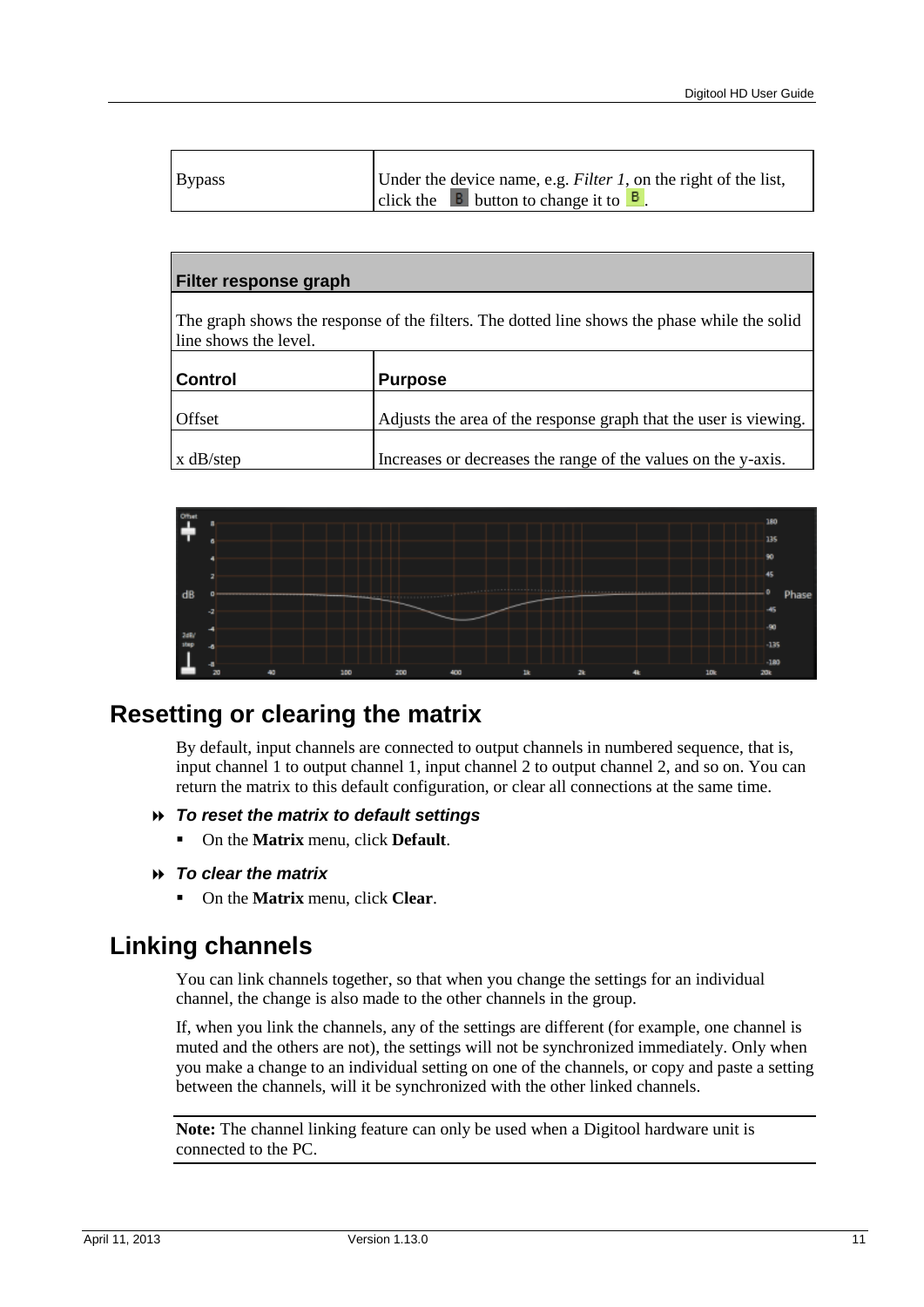| Bypass | Under the device name, e.g. *Filter 1*, on the right of the list, click the B button to change it to B. |
|---|---|

| Filter response graph | |
|---|---|
| The graph shows the response of the filters. The dotted line shows the phase while the solid line shows the level. | |
| **Control** | **Purpose** |
| Offset | Adjusts the area of the response graph that the user is viewing. |
| x dB/step | Increases or decreases the range of the values on the y-axis. |

## Resetting or clearing the matrix

By default, input channels are connected to output channels in numbered sequence, that is, input channel 1 to output channel 1, input channel 2 to output channel 2, and so on. You can return the matrix to this default configuration, or clear all connections at the same time.

***To reset the matrix to default settings***

- On the **Matrix** menu, click **Default**.

***To clear the matrix***

- On the **Matrix** menu, click **Clear**.

## Linking channels

You can link channels together, so that when you change the settings for an individual channel, the change is also made to the other channels in the group.

If, when you link the channels, any of the settings are different (for example, one channel is muted and the others are not), the settings will not be synchronized immediately. Only when you make a change to an individual setting on one of the channels, or copy and paste a setting between the channels, will it be synchronized with the other linked channels.

**Note:** The channel linking feature can only be used when a Digitool hardware unit is connected to the PC.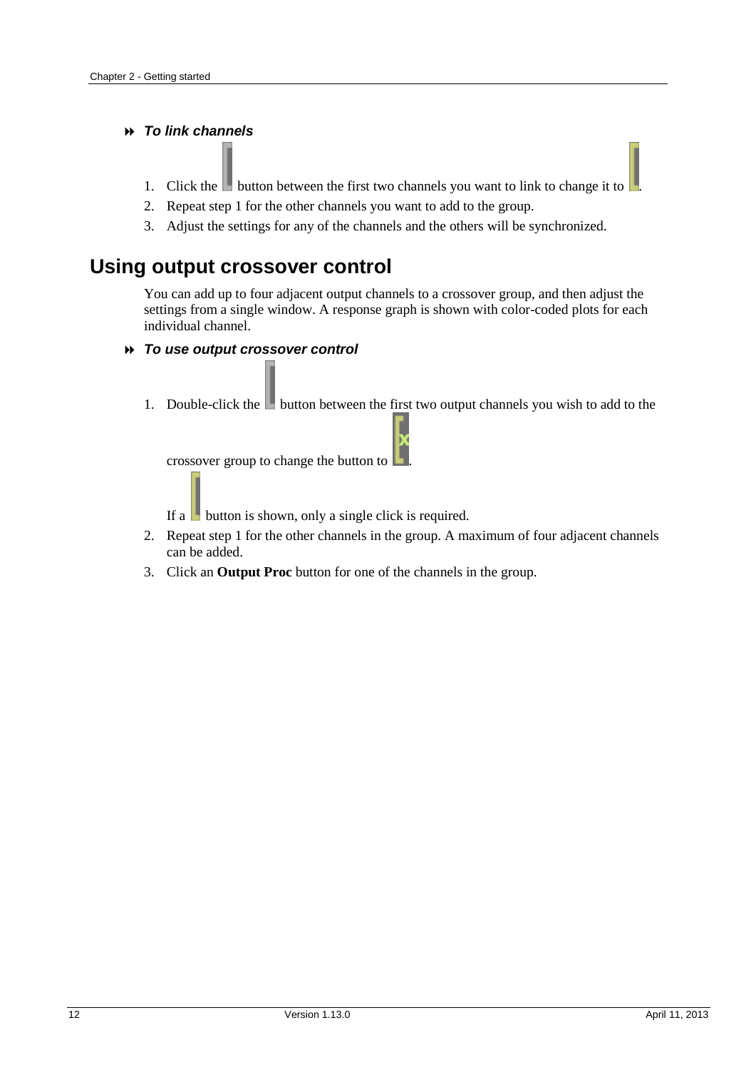#### ⏩ *To link channels*

1. Click the button between the first two channels you want to link to change it to .
2. Repeat step 1 for the other channels you want to add to the group.
3. Adjust the settings for any of the channels and the others will be synchronized.

## Using output crossover control

You can add up to four adjacent output channels to a crossover group, and then adjust the settings from a single window. A response graph is shown with color-coded plots for each individual channel.

#### ⏩ *To use output crossover control*

1. Double-click the button between the first two output channels you wish to add to the crossover group to change the button to .

   If a button is shown, only a single click is required.
2. Repeat step 1 for the other channels in the group. A maximum of four adjacent channels can be added.
3. Click an **Output Proc** button for one of the channels in the group.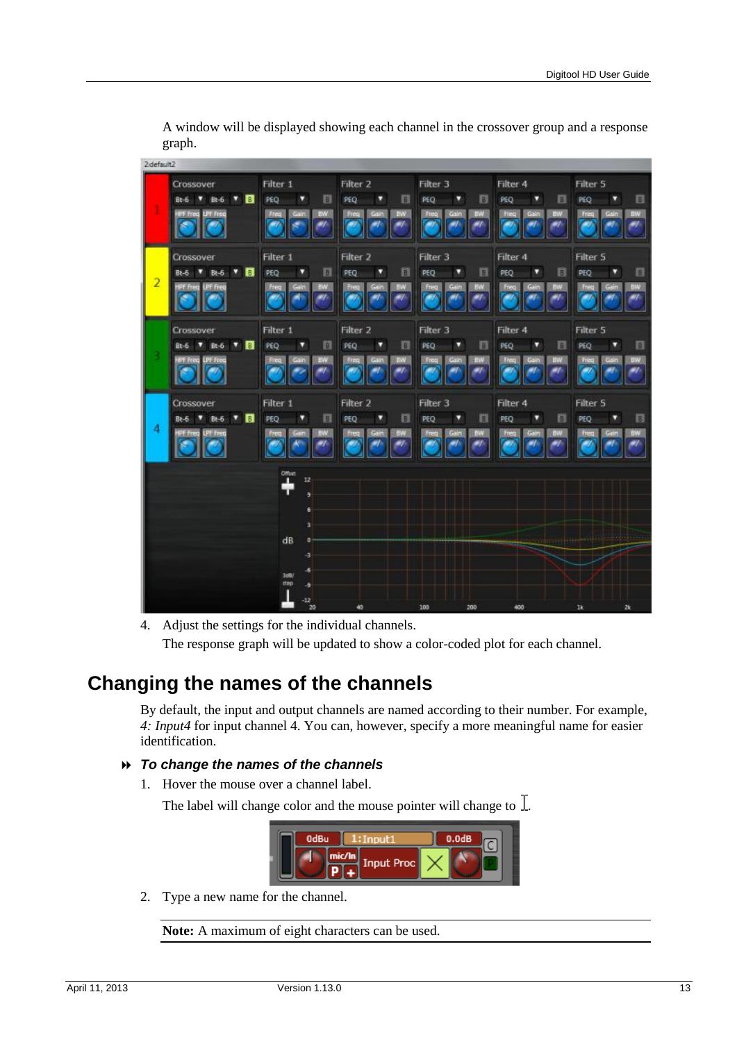A window will be displayed showing each channel in the crossover group and a response graph.

4. Adjust the settings for the individual channels.

   The response graph will be updated to show a color-coded plot for each channel.

## Changing the names of the channels

By default, the input and output channels are named according to their number. For example, *4: Input4* for input channel 4. You can, however, specify a more meaningful name for easier identification.

### *To change the names of the channels*

1. Hover the mouse over a channel label.

   The label will change color and the mouse pointer will change to I.

2. Type a new name for the channel.

**Note:** A maximum of eight characters can be used.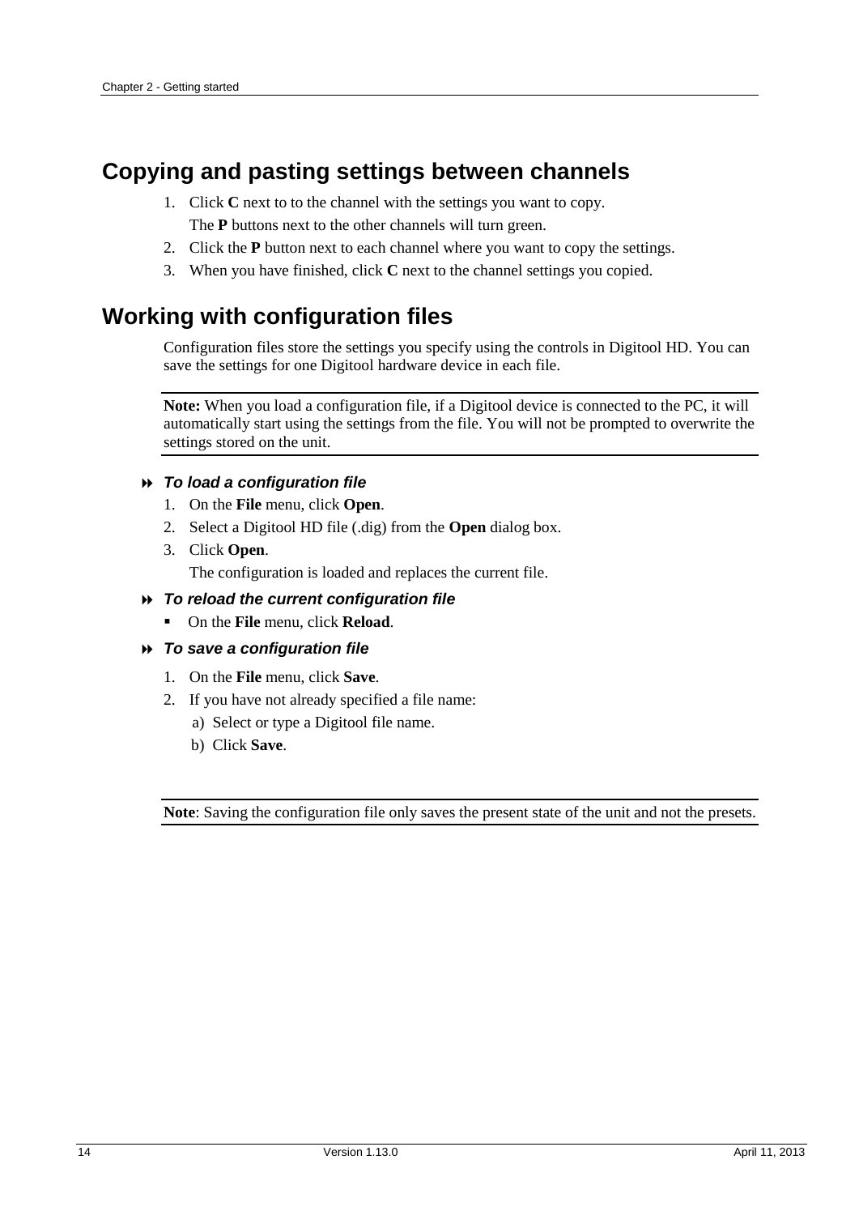## Copying and pasting settings between channels

1. Click **C** next to to the channel with the settings you want to copy.
   
   The **P** buttons next to the other channels will turn green.
2. Click the **P** button next to each channel where you want to copy the settings.
3. When you have finished, click **C** next to the channel settings you copied.

## Working with configuration files

Configuration files store the settings you specify using the controls in Digitool HD. You can save the settings for one Digitool hardware device in each file.

**Note:** When you load a configuration file, if a Digitool device is connected to the PC, it will automatically start using the settings from the file. You will not be prompted to overwrite the settings stored on the unit.

### *To load a configuration file*

1. On the **File** menu, click **Open**.
2. Select a Digitool HD file (.dig) from the **Open** dialog box.
3. Click **Open**.
   
   The configuration is loaded and replaces the current file.

### *To reload the current configuration file*

- On the **File** menu, click **Reload**.

### *To save a configuration file*

1. On the **File** menu, click **Save**.
2. If you have not already specified a file name:
   a) Select or type a Digitool file name.
   b) Click **Save**.

**Note**: Saving the configuration file only saves the present state of the unit and not the presets.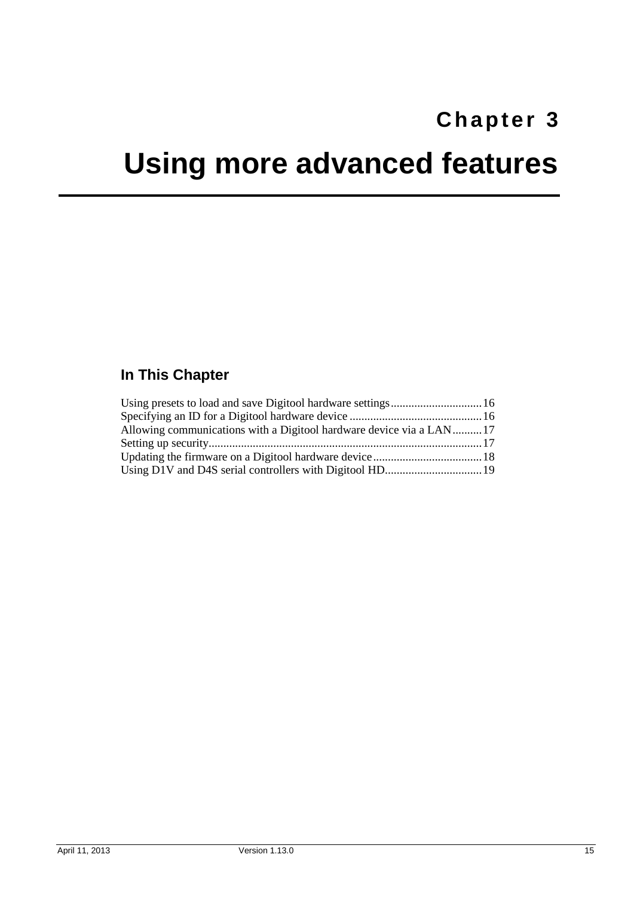# Chapter 3

# Using more advanced features

## In This Chapter

Using presets to load and save Digitool hardware settings...............................16
Specifying an ID for a Digitool hardware device ............................................16
Allowing communications with a Digitool hardware device via a LAN..........17
Setting up security...........................................................................................17
Updating the firmware on a Digitool hardware device.....................................18
Using D1V and D4S serial controllers with Digitool HD.................................19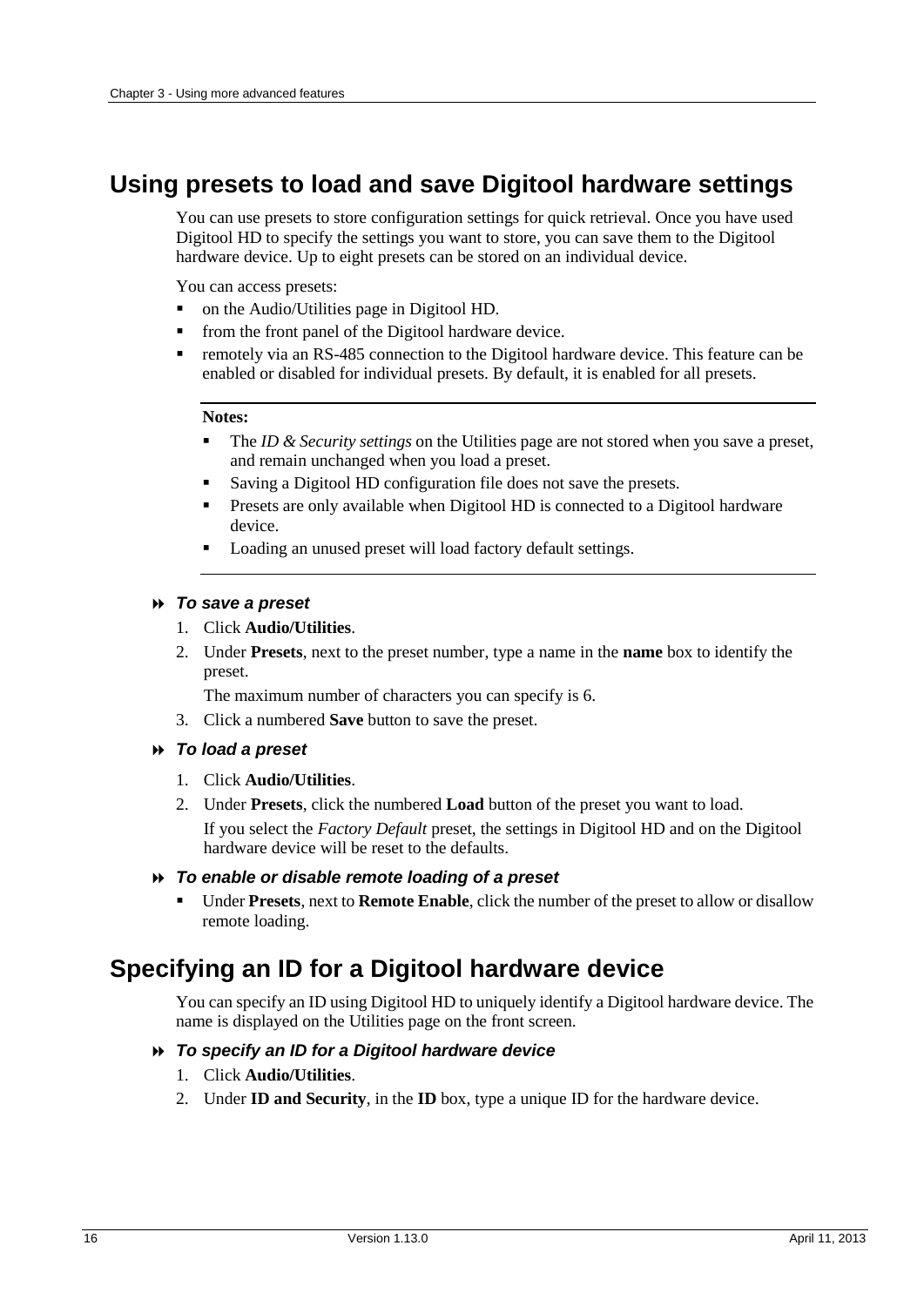## Using presets to load and save Digitool hardware settings

You can use presets to store configuration settings for quick retrieval. Once you have used Digitool HD to specify the settings you want to store, you can save them to the Digitool hardware device. Up to eight presets can be stored on an individual device.

You can access presets:

- on the Audio/Utilities page in Digitool HD.
- from the front panel of the Digitool hardware device.
- remotely via an RS-485 connection to the Digitool hardware device. This feature can be enabled or disabled for individual presets. By default, it is enabled for all presets.

**Notes:**

- The *ID & Security settings* on the Utilities page are not stored when you save a preset, and remain unchanged when you load a preset.
- Saving a Digitool HD configuration file does not save the presets.
- Presets are only available when Digitool HD is connected to a Digitool hardware device.
- Loading an unused preset will load factory default settings.

### ⏩ *To save a preset*

1. Click **Audio/Utilities**.
2. Under **Presets**, next to the preset number, type a name in the **name** box to identify the preset.

   The maximum number of characters you can specify is 6.
3. Click a numbered **Save** button to save the preset.

### ⏩ *To load a preset*

1. Click **Audio/Utilities**.
2. Under **Presets**, click the numbered **Load** button of the preset you want to load.

   If you select the *Factory Default* preset, the settings in Digitool HD and on the Digitool hardware device will be reset to the defaults.

### ⏩ *To enable or disable remote loading of a preset*

- Under **Presets**, next to **Remote Enable**, click the number of the preset to allow or disallow remote loading.

## Specifying an ID for a Digitool hardware device

You can specify an ID using Digitool HD to uniquely identify a Digitool hardware device. The name is displayed on the Utilities page on the front screen.

### ⏩ *To specify an ID for a Digitool hardware device*

1. Click **Audio/Utilities**.
2. Under **ID and Security**, in the **ID** box, type a unique ID for the hardware device.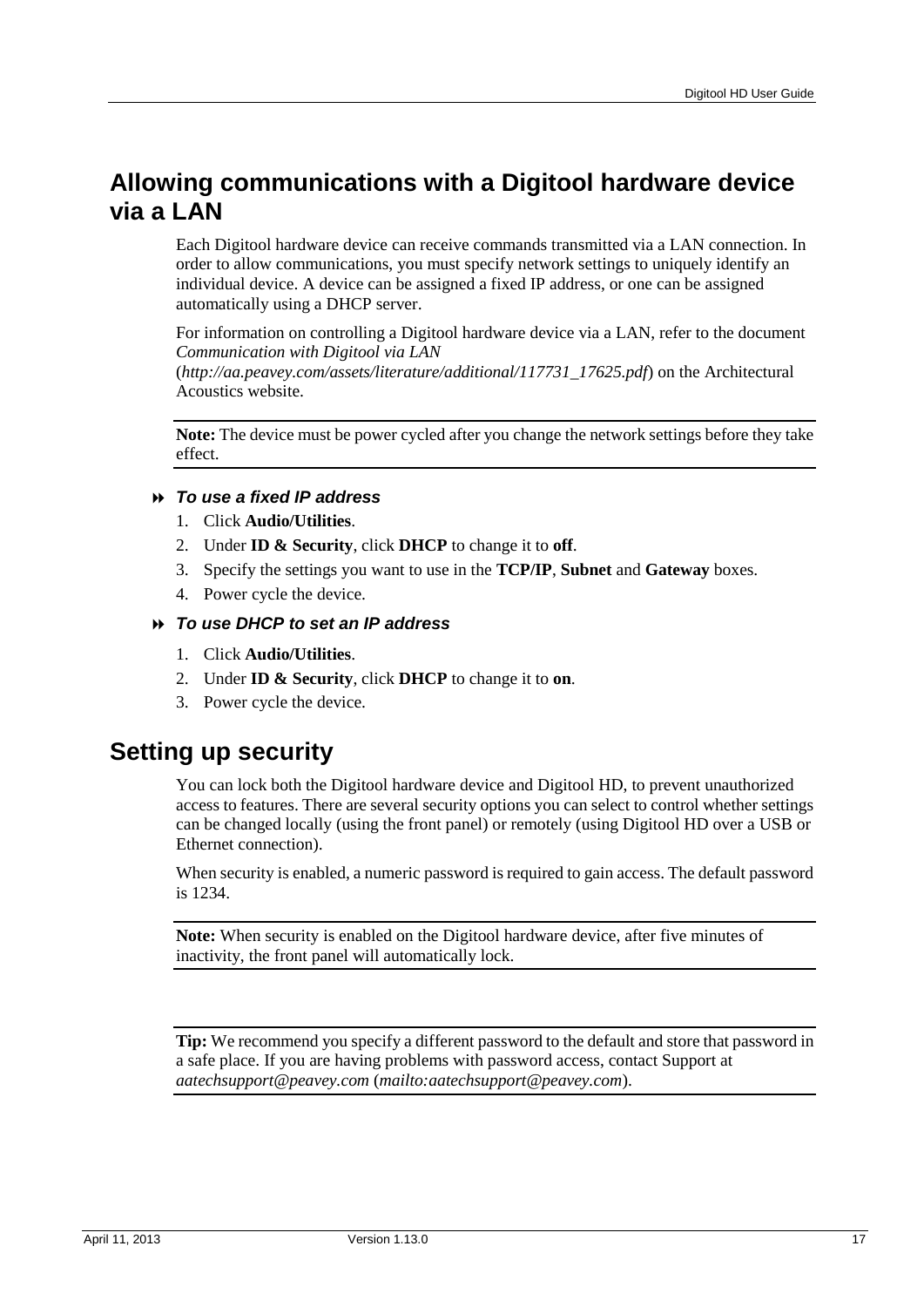# Allowing communications with a Digitool hardware device via a LAN

Each Digitool hardware device can receive commands transmitted via a LAN connection. In order to allow communications, you must specify network settings to uniquely identify an individual device. A device can be assigned a fixed IP address, or one can be assigned automatically using a DHCP server.

For information on controlling a Digitool hardware device via a LAN, refer to the document *Communication with Digitool via LAN* (*http://aa.peavey.com/assets/literature/additional/117731_17625.pdf*) on the Architectural Acoustics website.

**Note:** The device must be power cycled after you change the network settings before they take effect.

### ⏩ *To use a fixed IP address*

1. Click **Audio/Utilities**.
2. Under **ID & Security**, click **DHCP** to change it to **off**.
3. Specify the settings you want to use in the **TCP/IP**, **Subnet** and **Gateway** boxes.
4. Power cycle the device.

### ⏩ *To use DHCP to set an IP address*

1. Click **Audio/Utilities**.
2. Under **ID & Security**, click **DHCP** to change it to **on**.
3. Power cycle the device.

## Setting up security

You can lock both the Digitool hardware device and Digitool HD, to prevent unauthorized access to features. There are several security options you can select to control whether settings can be changed locally (using the front panel) or remotely (using Digitool HD over a USB or Ethernet connection).

When security is enabled, a numeric password is required to gain access. The default password is 1234.

**Note:** When security is enabled on the Digitool hardware device, after five minutes of inactivity, the front panel will automatically lock.

**Tip:** We recommend you specify a different password to the default and store that password in a safe place. If you are having problems with password access, contact Support at *aatechsupport@peavey.com* (*mailto:aatechsupport@peavey.com*).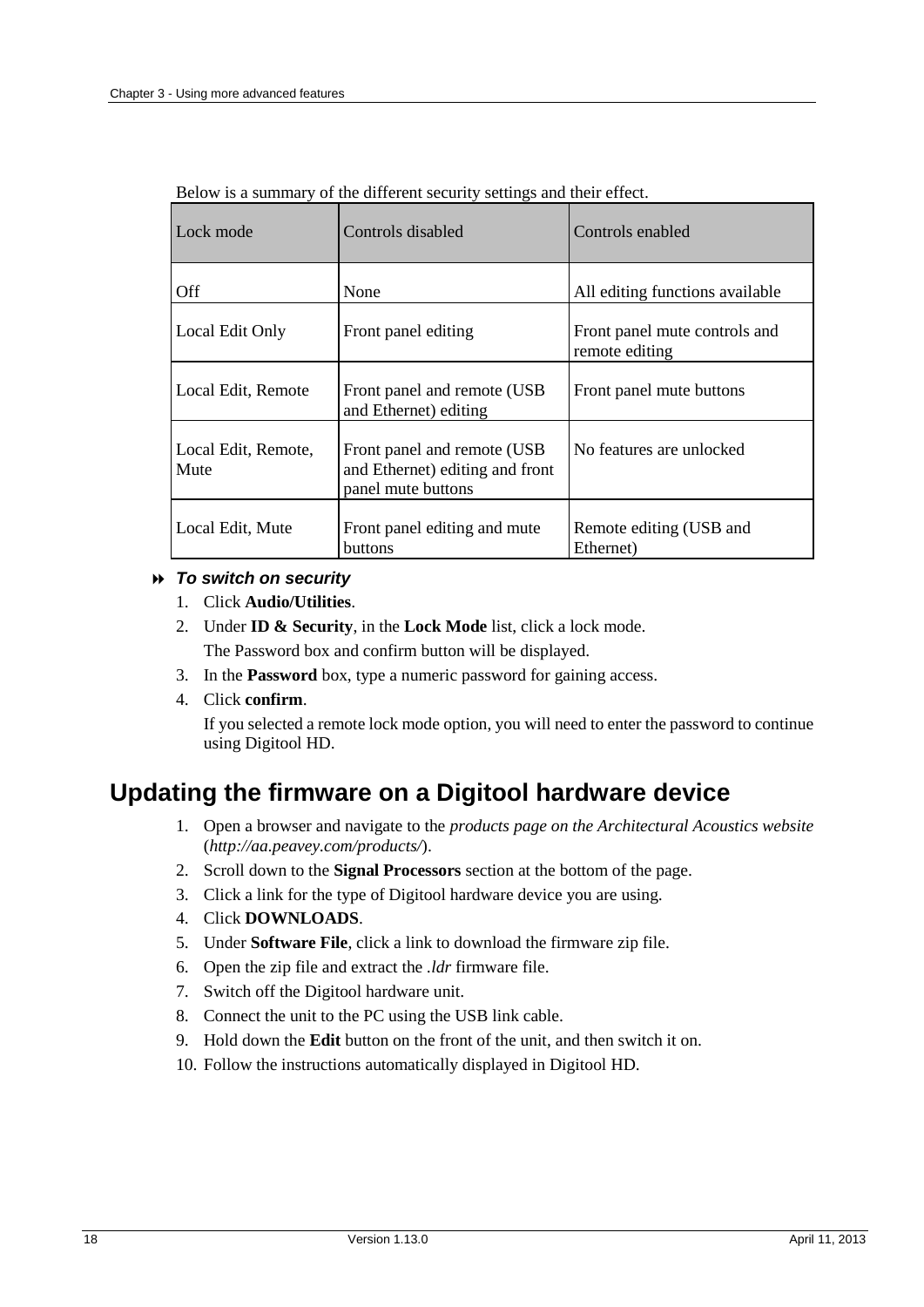Below is a summary of the different security settings and their effect.

| Lock mode | Controls disabled | Controls enabled |
|---|---|---|
| Off | None | All editing functions available |
| Local Edit Only | Front panel editing | Front panel mute controls and remote editing |
| Local Edit, Remote | Front panel and remote (USB and Ethernet) editing | Front panel mute buttons |
| Local Edit, Remote, Mute | Front panel and remote (USB and Ethernet) editing and front panel mute buttons | No features are unlocked |
| Local Edit, Mute | Front panel editing and mute buttons | Remote editing (USB and Ethernet) |

***To switch on security***

1. Click **Audio/Utilities**.
2. Under **ID & Security**, in the **Lock Mode** list, click a lock mode.

   The Password box and confirm button will be displayed.
3. In the **Password** box, type a numeric password for gaining access.
4. Click **confirm**.

   If you selected a remote lock mode option, you will need to enter the password to continue using Digitool HD.

## Updating the firmware on a Digitool hardware device

1. Open a browser and navigate to the *products page on the Architectural Acoustics website* (*http://aa.peavey.com/products/*).
2. Scroll down to the **Signal Processors** section at the bottom of the page.
3. Click a link for the type of Digitool hardware device you are using.
4. Click **DOWNLOADS**.
5. Under **Software File**, click a link to download the firmware zip file.
6. Open the zip file and extract the *.ldr* firmware file.
7. Switch off the Digitool hardware unit.
8. Connect the unit to the PC using the USB link cable.
9. Hold down the **Edit** button on the front of the unit, and then switch it on.
10. Follow the instructions automatically displayed in Digitool HD.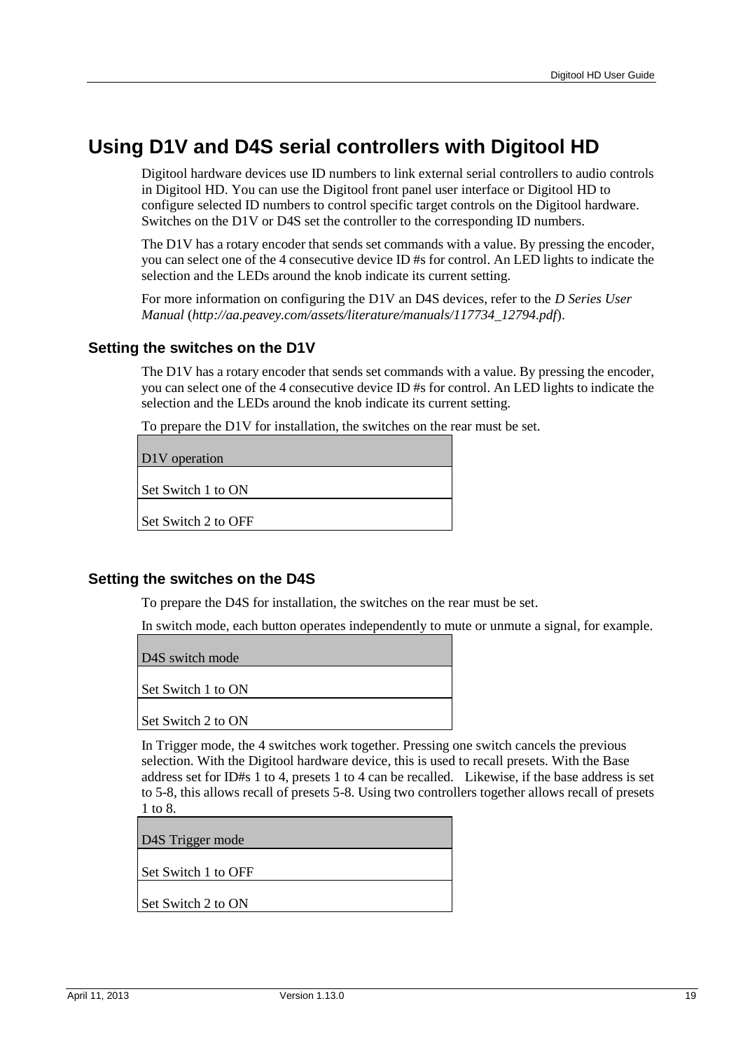# Using D1V and D4S serial controllers with Digitool HD

Digitool hardware devices use ID numbers to link external serial controllers to audio controls in Digitool HD. You can use the Digitool front panel user interface or Digitool HD to configure selected ID numbers to control specific target controls on the Digitool hardware. Switches on the D1V or D4S set the controller to the corresponding ID numbers.

The D1V has a rotary encoder that sends set commands with a value. By pressing the encoder, you can select one of the 4 consecutive device ID #s for control. An LED lights to indicate the selection and the LEDs around the knob indicate its current setting.

For more information on configuring the D1V an D4S devices, refer to the *D Series User Manual* (*http://aa.peavey.com/assets/literature/manuals/117734_12794.pdf*).

## Setting the switches on the D1V

The D1V has a rotary encoder that sends set commands with a value. By pressing the encoder, you can select one of the 4 consecutive device ID #s for control. An LED lights to indicate the selection and the LEDs around the knob indicate its current setting.

To prepare the D1V for installation, the switches on the rear must be set.

| D1V operation |
| --- |
| Set Switch 1 to ON |
| Set Switch 2 to OFF |

## Setting the switches on the D4S

To prepare the D4S for installation, the switches on the rear must be set.

In switch mode, each button operates independently to mute or unmute a signal, for example.

| D4S switch mode |
| --- |
| Set Switch 1 to ON |
| Set Switch 2 to ON |

In Trigger mode, the 4 switches work together. Pressing one switch cancels the previous selection. With the Digitool hardware device, this is used to recall presets. With the Base address set for ID#s 1 to 4, presets 1 to 4 can be recalled. Likewise, if the base address is set to 5-8, this allows recall of presets 5-8. Using two controllers together allows recall of presets 1 to 8.

| D4S Trigger mode |
| --- |
| Set Switch 1 to OFF |
| Set Switch 2 to ON |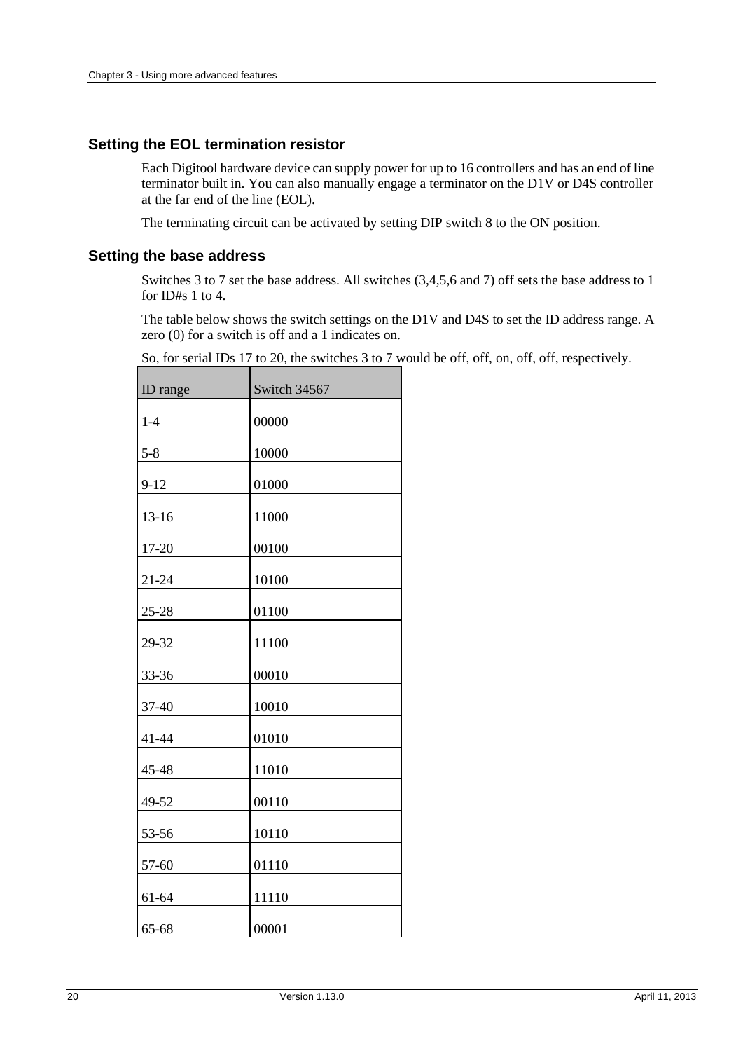## Setting the EOL termination resistor

Each Digitool hardware device can supply power for up to 16 controllers and has an end of line terminator built in. You can also manually engage a terminator on the D1V or D4S controller at the far end of the line (EOL).

The terminating circuit can be activated by setting DIP switch 8 to the ON position.

## Setting the base address

Switches 3 to 7 set the base address. All switches (3,4,5,6 and 7) off sets the base address to 1 for ID#s 1 to 4.

The table below shows the switch settings on the D1V and D4S to set the ID address range. A zero (0) for a switch is off and a 1 indicates on.

So, for serial IDs 17 to 20, the switches 3 to 7 would be off, off, on, off, off, respectively.

| ID range | Switch 34567 |
|---|---|
| 1-4 | 00000 |
| 5-8 | 10000 |
| 9-12 | 01000 |
| 13-16 | 11000 |
| 17-20 | 00100 |
| 21-24 | 10100 |
| 25-28 | 01100 |
| 29-32 | 11100 |
| 33-36 | 00010 |
| 37-40 | 10010 |
| 41-44 | 01010 |
| 45-48 | 11010 |
| 49-52 | 00110 |
| 53-56 | 10110 |
| 57-60 | 01110 |
| 61-64 | 11110 |
| 65-68 | 00001 |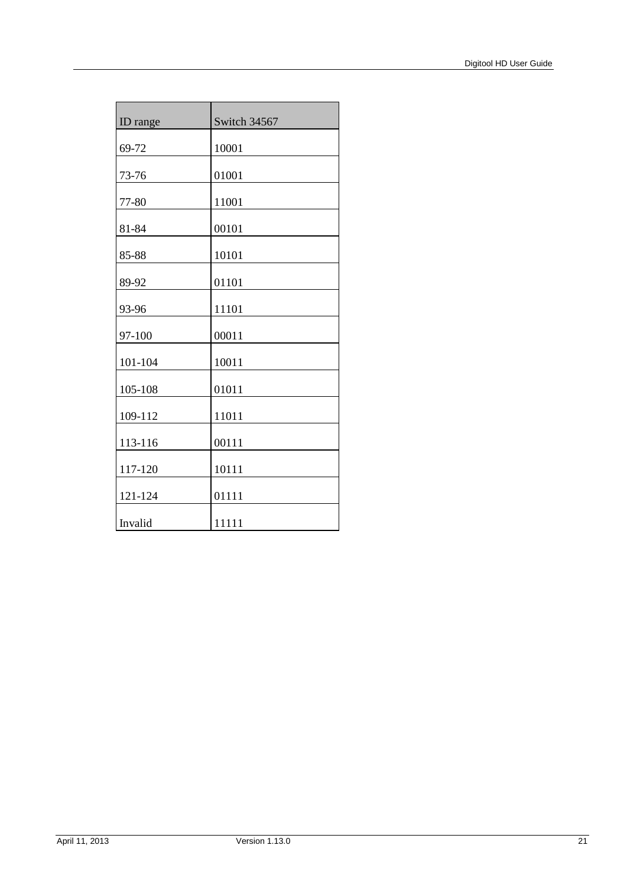| ID range | Switch 34567 |
|---|---|
| 69-72 | 10001 |
| 73-76 | 01001 |
| 77-80 | 11001 |
| 81-84 | 00101 |
| 85-88 | 10101 |
| 89-92 | 01101 |
| 93-96 | 11101 |
| 97-100 | 00011 |
| 101-104 | 10011 |
| 105-108 | 01011 |
| 109-112 | 11011 |
| 113-116 | 00111 |
| 117-120 | 10111 |
| 121-124 | 01111 |
| Invalid | 11111 |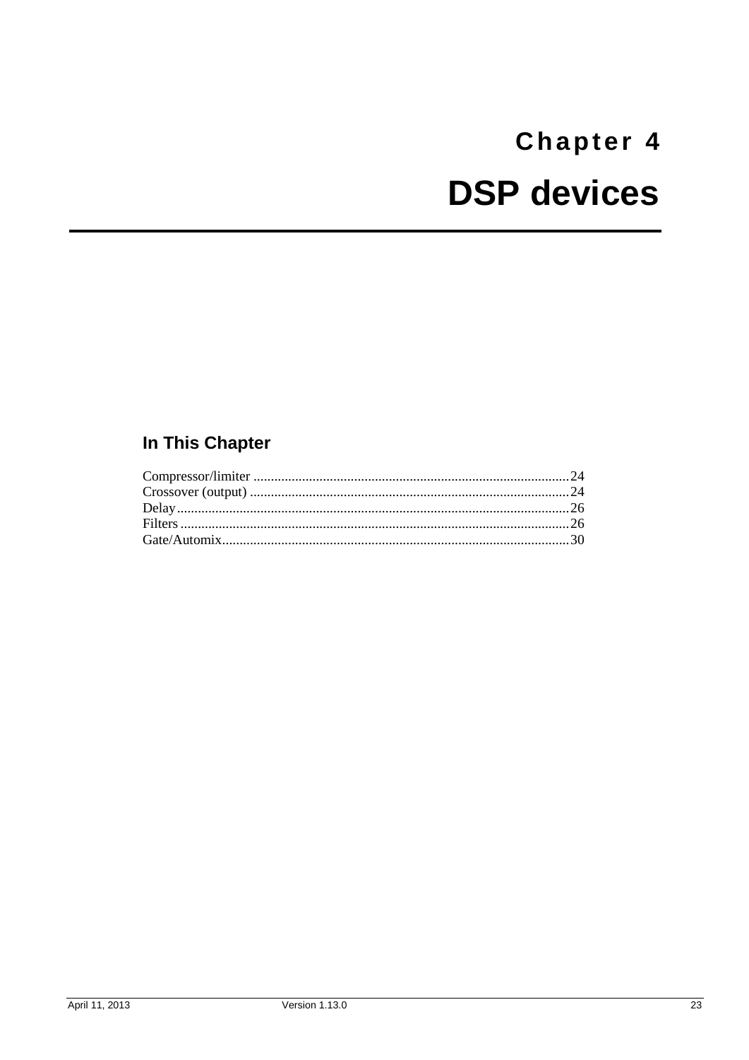# Chapter 4

# DSP devices

## In This Chapter

Compressor/limiter .......................................................................................... 24
Crossover (output) ........................................................................................... 24
Delay ................................................................................................................ 26
Filters ............................................................................................................... 26
Gate/Automix .................................................................................................... 30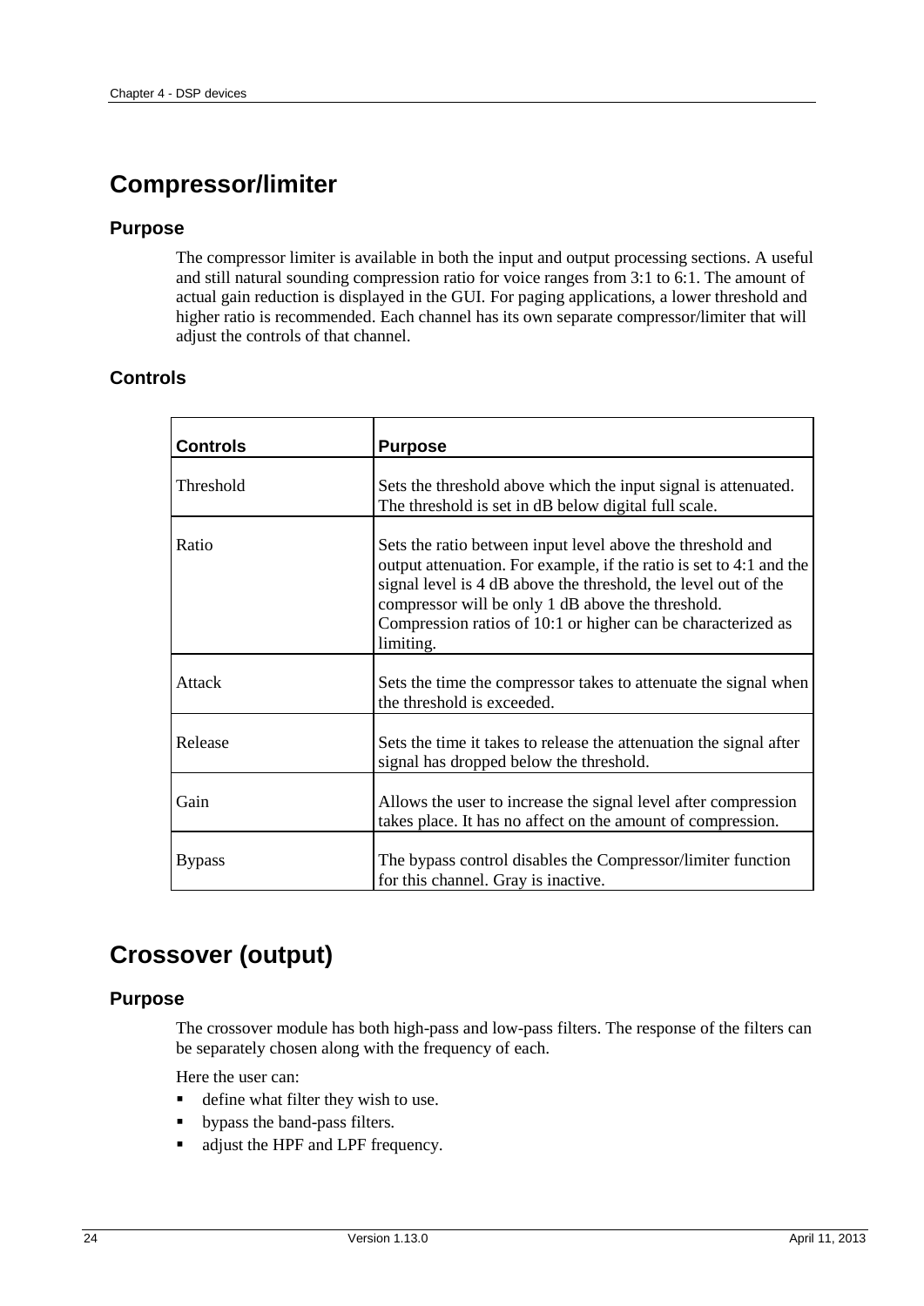# Compressor/limiter

## Purpose

The compressor limiter is available in both the input and output processing sections. A useful and still natural sounding compression ratio for voice ranges from 3:1 to 6:1. The amount of actual gain reduction is displayed in the GUI. For paging applications, a lower threshold and higher ratio is recommended. Each channel has its own separate compressor/limiter that will adjust the controls of that channel.

## Controls

| Controls | Purpose |
|---|---|
| Threshold | Sets the threshold above which the input signal is attenuated. The threshold is set in dB below digital full scale. |
| Ratio | Sets the ratio between input level above the threshold and output attenuation. For example, if the ratio is set to 4:1 and the signal level is 4 dB above the threshold, the level out of the compressor will be only 1 dB above the threshold. Compression ratios of 10:1 or higher can be characterized as limiting. |
| Attack | Sets the time the compressor takes to attenuate the signal when the threshold is exceeded. |
| Release | Sets the time it takes to release the attenuation the signal after signal has dropped below the threshold. |
| Gain | Allows the user to increase the signal level after compression takes place. It has no affect on the amount of compression. |
| Bypass | The bypass control disables the Compressor/limiter function for this channel. Gray is inactive. |

# Crossover (output)

## Purpose

The crossover module has both high-pass and low-pass filters. The response of the filters can be separately chosen along with the frequency of each.

Here the user can:

- define what filter they wish to use.
- bypass the band-pass filters.
- adjust the HPF and LPF frequency.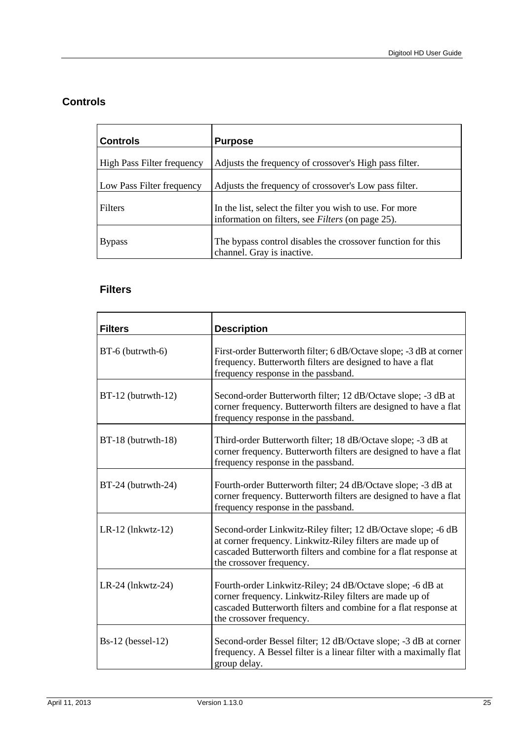## Controls

| Controls | Purpose |
|---|---|
| High Pass Filter frequency | Adjusts the frequency of crossover's High pass filter. |
| Low Pass Filter frequency | Adjusts the frequency of crossover's Low pass filter. |
| Filters | In the list, select the filter you wish to use. For more information on filters, see *Filters* (on page 25). |
| Bypass | The bypass control disables the crossover function for this channel. Gray is inactive. |

### Filters

| Filters | Description |
|---|---|
| BT-6 (butrwth-6) | First-order Butterworth filter; 6 dB/Octave slope; -3 dB at corner frequency. Butterworth filters are designed to have a flat frequency response in the passband. |
| BT-12 (butrwth-12) | Second-order Butterworth filter; 12 dB/Octave slope; -3 dB at corner frequency. Butterworth filters are designed to have a flat frequency response in the passband. |
| BT-18 (butrwth-18) | Third-order Butterworth filter; 18 dB/Octave slope; -3 dB at corner frequency. Butterworth filters are designed to have a flat frequency response in the passband. |
| BT-24 (butrwth-24) | Fourth-order Butterworth filter; 24 dB/Octave slope; -3 dB at corner frequency. Butterworth filters are designed to have a flat frequency response in the passband. |
| LR-12 (lnkwtz-12) | Second-order Linkwitz-Riley filter; 12 dB/Octave slope; -6 dB at corner frequency. Linkwitz-Riley filters are made up of cascaded Butterworth filters and combine for a flat response at the crossover frequency. |
| LR-24 (lnkwtz-24) | Fourth-order Linkwitz-Riley; 24 dB/Octave slope; -6 dB at corner frequency. Linkwitz-Riley filters are made up of cascaded Butterworth filters and combine for a flat response at the crossover frequency. |
| Bs-12 (bessel-12) | Second-order Bessel filter; 12 dB/Octave slope; -3 dB at corner frequency. A Bessel filter is a linear filter with a maximally flat group delay. |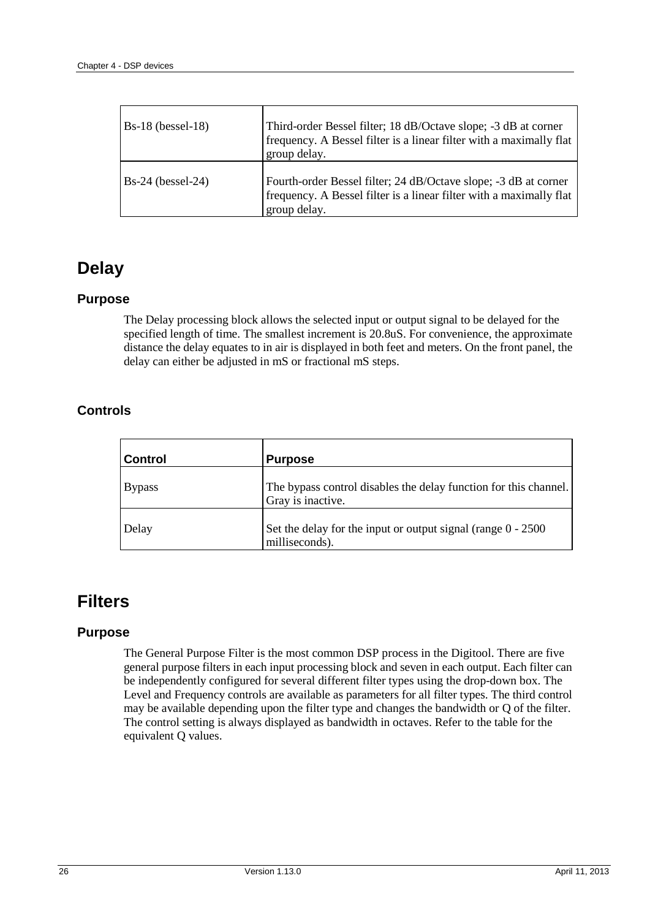| | |
|---|---|
| Bs-18 (bessel-18) | Third-order Bessel filter; 18 dB/Octave slope; -3 dB at corner frequency. A Bessel filter is a linear filter with a maximally flat group delay. |
| Bs-24 (bessel-24) | Fourth-order Bessel filter; 24 dB/Octave slope; -3 dB at corner frequency. A Bessel filter is a linear filter with a maximally flat group delay. |

# Delay

## Purpose

The Delay processing block allows the selected input or output signal to be delayed for the specified length of time. The smallest increment is 20.8uS. For convenience, the approximate distance the delay equates to in air is displayed in both feet and meters. On the front panel, the delay can either be adjusted in mS or fractional mS steps.

## Controls

| Control | Purpose |
|---|---|
| Bypass | The bypass control disables the delay function for this channel. Gray is inactive. |
| Delay | Set the delay for the input or output signal (range 0 - 2500 milliseconds). |

# Filters

## Purpose

The General Purpose Filter is the most common DSP process in the Digitool. There are five general purpose filters in each input processing block and seven in each output. Each filter can be independently configured for several different filter types using the drop-down box. The Level and Frequency controls are available as parameters for all filter types. The third control may be available depending upon the filter type and changes the bandwidth or Q of the filter. The control setting is always displayed as bandwidth in octaves. Refer to the table for the equivalent Q values.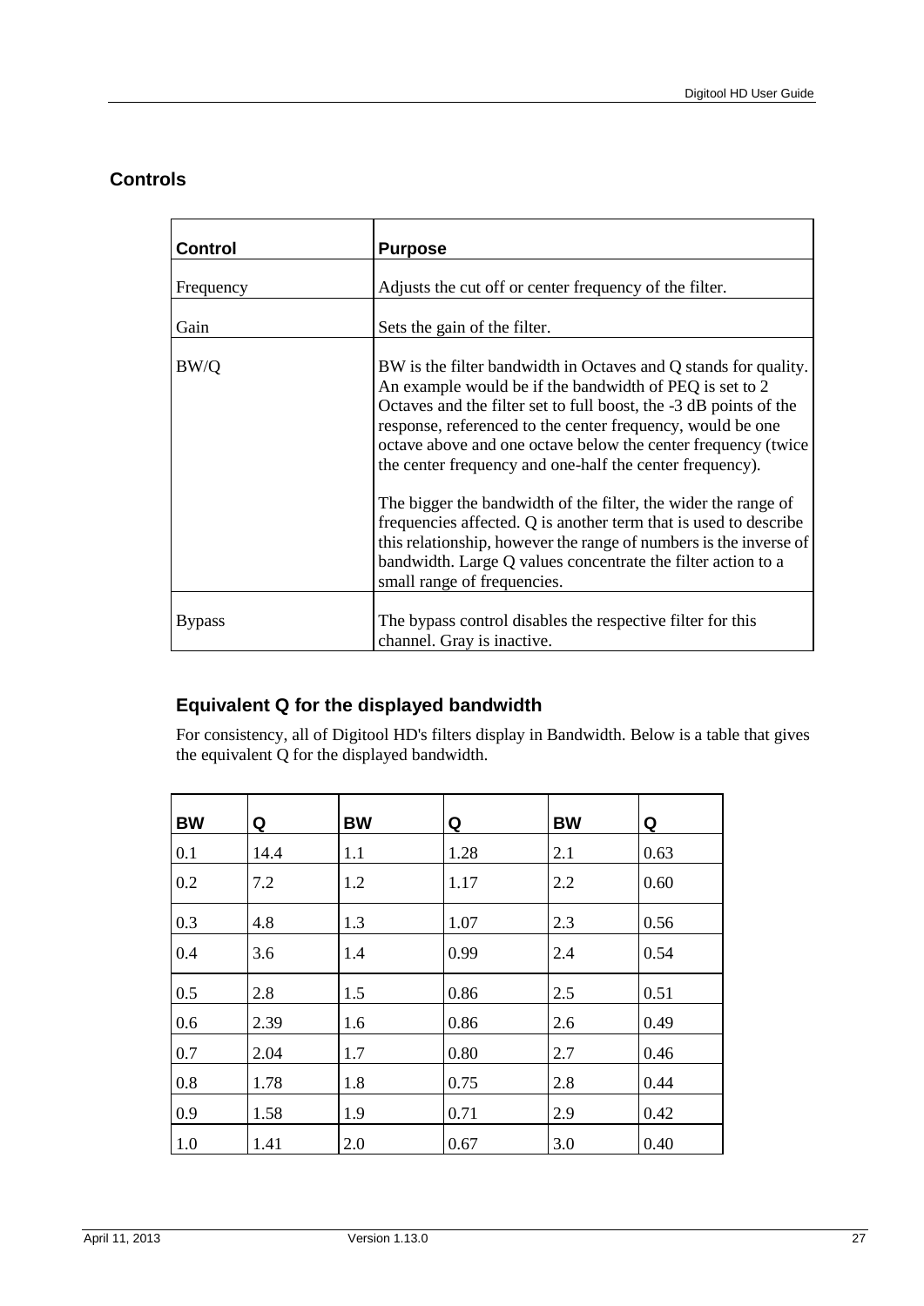## Controls

| Control | Purpose |
|---|---|
| Frequency | Adjusts the cut off or center frequency of the filter. |
| Gain | Sets the gain of the filter. |
| BW/Q | BW is the filter bandwidth in Octaves and Q stands for quality. An example would be if the bandwidth of PEQ is set to 2 Octaves and the filter set to full boost, the -3 dB points of the response, referenced to the center frequency, would be one octave above and one octave below the center frequency (twice the center frequency and one-half the center frequency).<br><br>The bigger the bandwidth of the filter, the wider the range of frequencies affected. Q is another term that is used to describe this relationship, however the range of numbers is the inverse of bandwidth. Large Q values concentrate the filter action to a small range of frequencies. |
| Bypass | The bypass control disables the respective filter for this channel. Gray is inactive. |

### Equivalent Q for the displayed bandwidth

For consistency, all of Digitool HD's filters display in Bandwidth. Below is a table that gives the equivalent Q for the displayed bandwidth.

| BW | Q | BW | Q | BW | Q |
|---|---|---|---|---|---|
| 0.1 | 14.4 | 1.1 | 1.28 | 2.1 | 0.63 |
| 0.2 | 7.2 | 1.2 | 1.17 | 2.2 | 0.60 |
| 0.3 | 4.8 | 1.3 | 1.07 | 2.3 | 0.56 |
| 0.4 | 3.6 | 1.4 | 0.99 | 2.4 | 0.54 |
| 0.5 | 2.8 | 1.5 | 0.86 | 2.5 | 0.51 |
| 0.6 | 2.39 | 1.6 | 0.86 | 2.6 | 0.49 |
| 0.7 | 2.04 | 1.7 | 0.80 | 2.7 | 0.46 |
| 0.8 | 1.78 | 1.8 | 0.75 | 2.8 | 0.44 |
| 0.9 | 1.58 | 1.9 | 0.71 | 2.9 | 0.42 |
| 1.0 | 1.41 | 2.0 | 0.67 | 3.0 | 0.40 |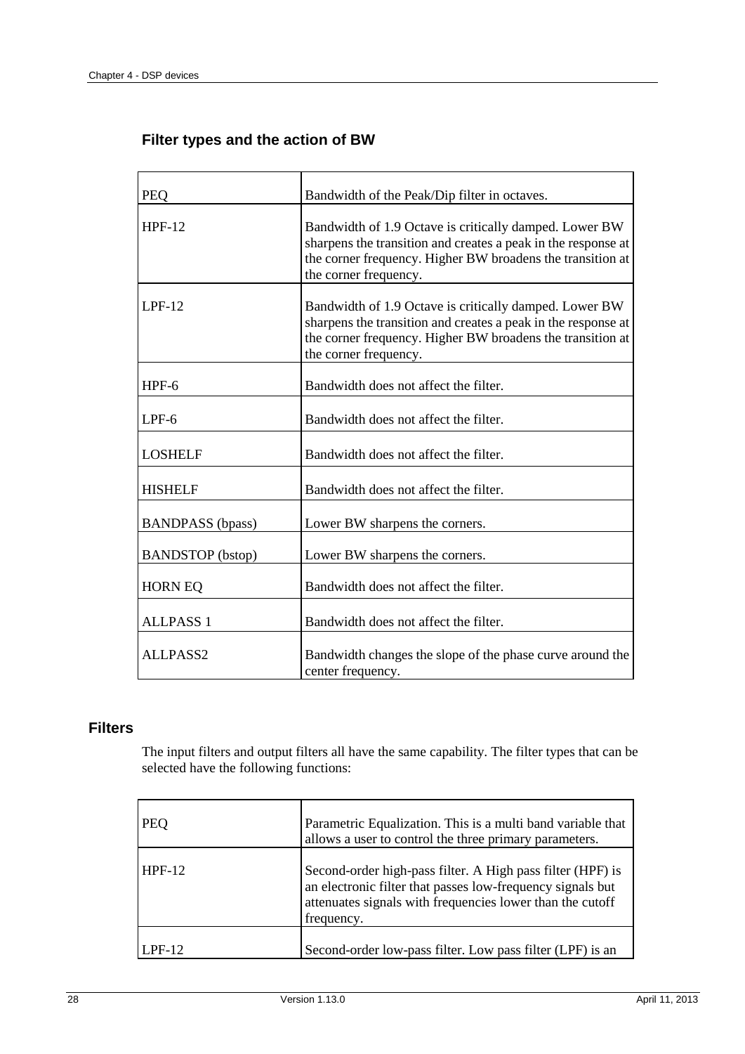### Filter types and the action of BW

| | |
|---|---|
| PEQ | Bandwidth of the Peak/Dip filter in octaves. |
| HPF-12 | Bandwidth of 1.9 Octave is critically damped. Lower BW sharpens the transition and creates a peak in the response at the corner frequency. Higher BW broadens the transition at the corner frequency. |
| LPF-12 | Bandwidth of 1.9 Octave is critically damped. Lower BW sharpens the transition and creates a peak in the response at the corner frequency. Higher BW broadens the transition at the corner frequency. |
| HPF-6 | Bandwidth does not affect the filter. |
| LPF-6 | Bandwidth does not affect the filter. |
| LOSHELF | Bandwidth does not affect the filter. |
| HISHELF | Bandwidth does not affect the filter. |
| BANDPASS (bpass) | Lower BW sharpens the corners. |
| BANDSTOP (bstop) | Lower BW sharpens the corners. |
| HORN EQ | Bandwidth does not affect the filter. |
| ALLPASS 1 | Bandwidth does not affect the filter. |
| ALLPASS2 | Bandwidth changes the slope of the phase curve around the center frequency. |

## Filters

The input filters and output filters all have the same capability. The filter types that can be selected have the following functions:

| | |
|---|---|
| PEQ | Parametric Equalization. This is a multi band variable that allows a user to control the three primary parameters. |
| HPF-12 | Second-order high-pass filter. A High pass filter (HPF) is an electronic filter that passes low-frequency signals but attenuates signals with frequencies lower than the cutoff frequency. |
| LPF-12 | Second-order low-pass filter. Low pass filter (LPF) is an |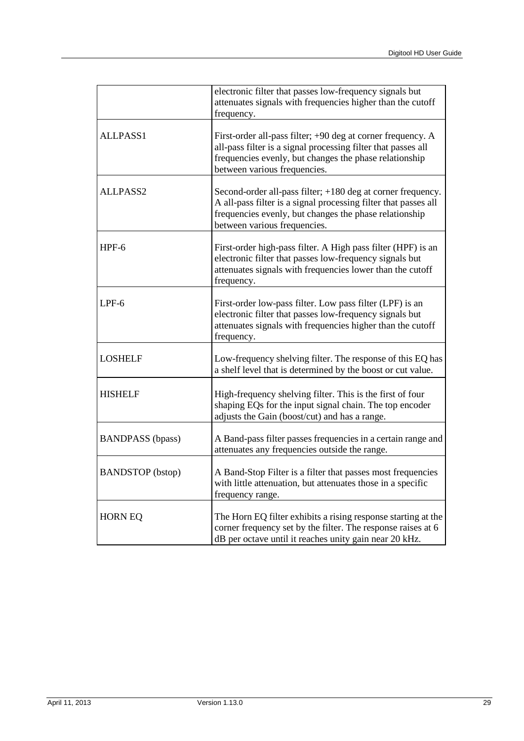| | |
|---|---|
| | electronic filter that passes low-frequency signals but attenuates signals with frequencies higher than the cutoff frequency. |
| ALLPASS1 | First-order all-pass filter; +90 deg at corner frequency. A all-pass filter is a signal processing filter that passes all frequencies evenly, but changes the phase relationship between various frequencies. |
| ALLPASS2 | Second-order all-pass filter; +180 deg at corner frequency. A all-pass filter is a signal processing filter that passes all frequencies evenly, but changes the phase relationship between various frequencies. |
| HPF-6 | First-order high-pass filter. A High pass filter (HPF) is an electronic filter that passes low-frequency signals but attenuates signals with frequencies lower than the cutoff frequency. |
| LPF-6 | First-order low-pass filter. Low pass filter (LPF) is an electronic filter that passes low-frequency signals but attenuates signals with frequencies higher than the cutoff frequency. |
| LOSHELF | Low-frequency shelving filter. The response of this EQ has a shelf level that is determined by the boost or cut value. |
| HISHELF | High-frequency shelving filter. This is the first of four shaping EQs for the input signal chain. The top encoder adjusts the Gain (boost/cut) and has a range. |
| BANDPASS (bpass) | A Band-pass filter passes frequencies in a certain range and attenuates any frequencies outside the range. |
| BANDSTOP (bstop) | A Band-Stop Filter is a filter that passes most frequencies with little attenuation, but attenuates those in a specific frequency range. |
| HORN EQ | The Horn EQ filter exhibits a rising response starting at the corner frequency set by the filter. The response raises at 6 dB per octave until it reaches unity gain near 20 kHz. |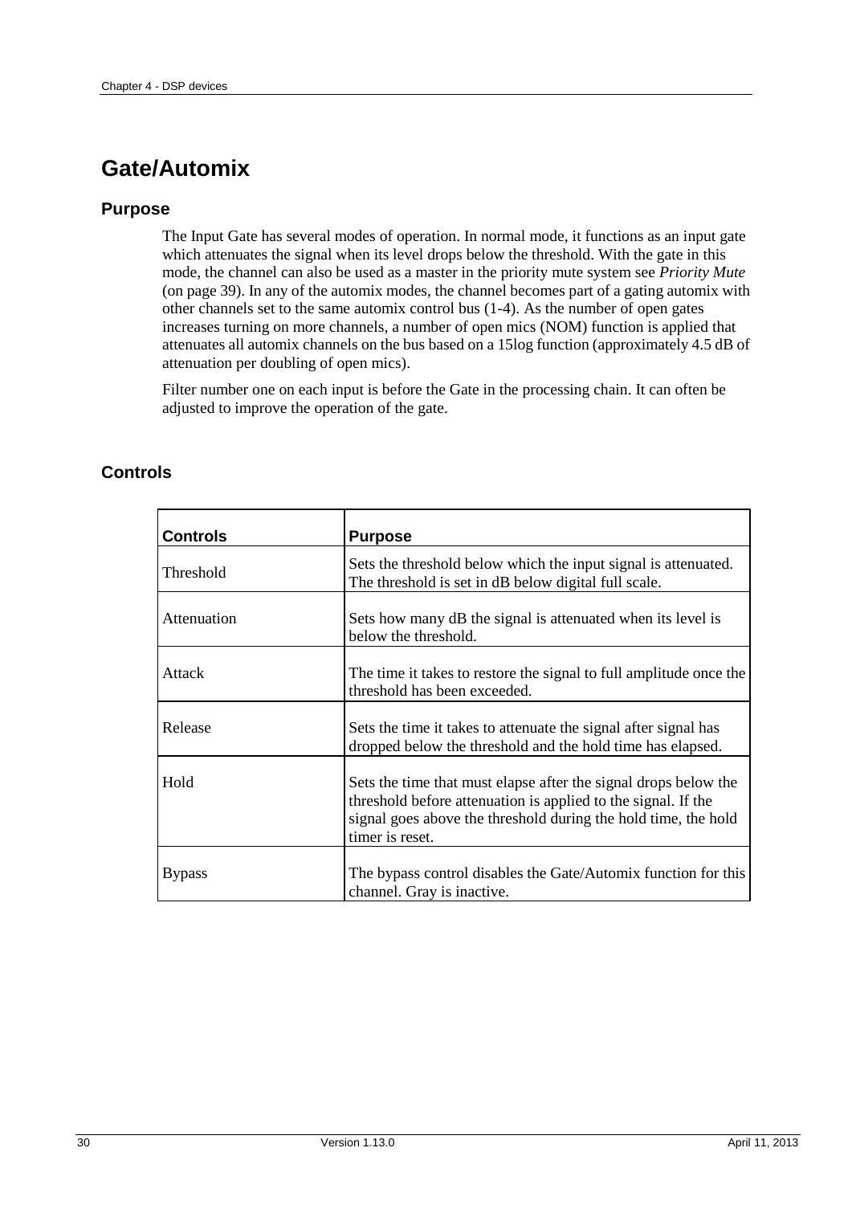# Gate/Automix

## Purpose

The Input Gate has several modes of operation. In normal mode, it functions as an input gate which attenuates the signal when its level drops below the threshold. With the gate in this mode, the channel can also be used as a master in the priority mute system see *Priority Mute* (on page 39). In any of the automix modes, the channel becomes part of a gating automix with other channels set to the same automix control bus (1-4). As the number of open gates increases turning on more channels, a number of open mics (NOM) function is applied that attenuates all automix channels on the bus based on a 15log function (approximately 4.5 dB of attenuation per doubling of open mics).

Filter number one on each input is before the Gate in the processing chain. It can often be adjusted to improve the operation of the gate.

## Controls

| **Controls** | **Purpose** |
|---|---|
| Threshold | Sets the threshold below which the input signal is attenuated. The threshold is set in dB below digital full scale. |
| Attenuation | Sets how many dB the signal is attenuated when its level is below the threshold. |
| Attack | The time it takes to restore the signal to full amplitude once the threshold has been exceeded. |
| Release | Sets the time it takes to attenuate the signal after signal has dropped below the threshold and the hold time has elapsed. |
| Hold | Sets the time that must elapse after the signal drops below the threshold before attenuation is applied to the signal. If the signal goes above the threshold during the hold time, the hold timer is reset. |
| Bypass | The bypass control disables the Gate/Automix function for this channel. Gray is inactive. |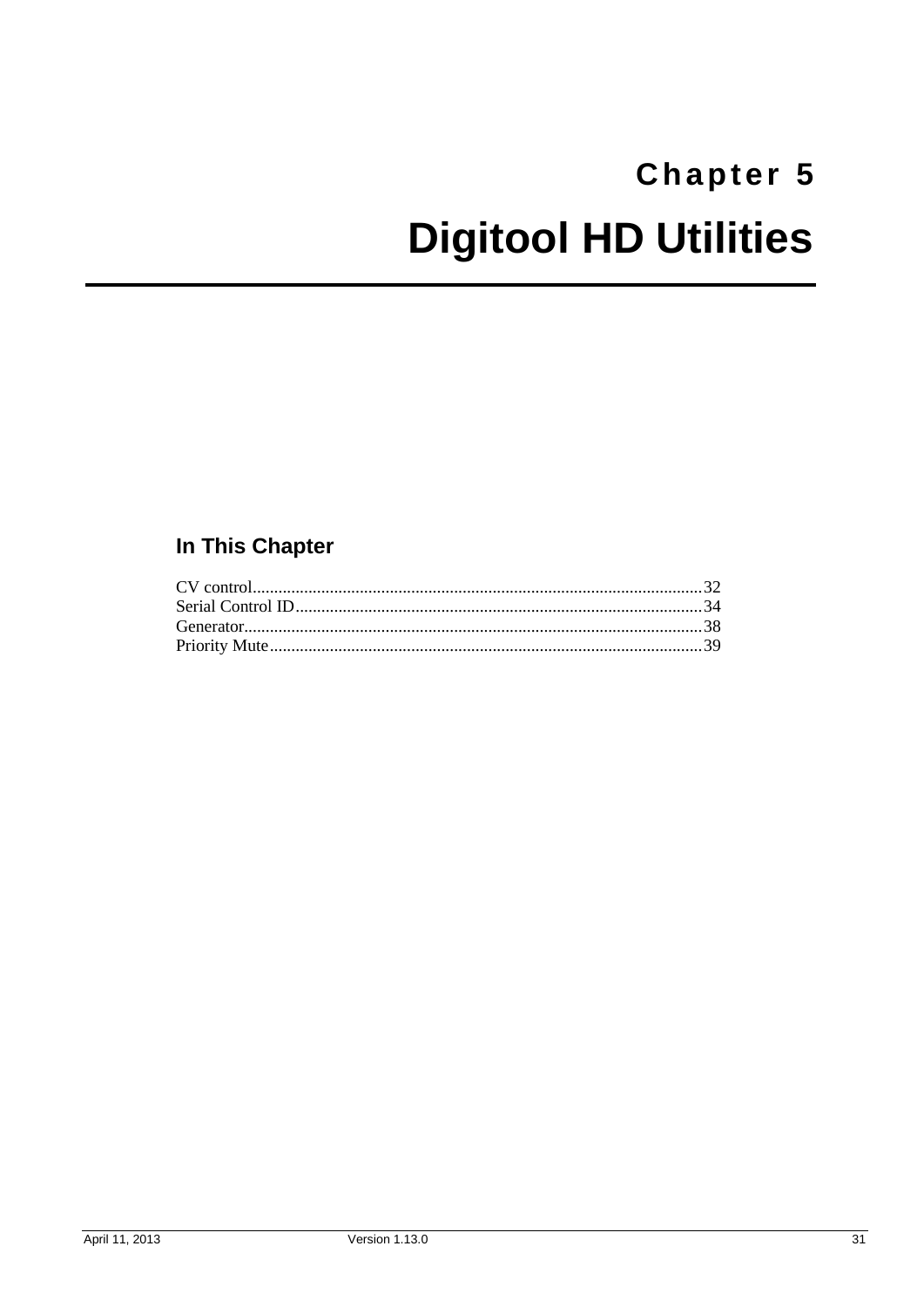# Chapter 5

# Digitool HD Utilities

## In This Chapter

CV control....................................................................................................32
Serial Control ID..........................................................................................34
Generator......................................................................................................38
Priority Mute................................................................................................39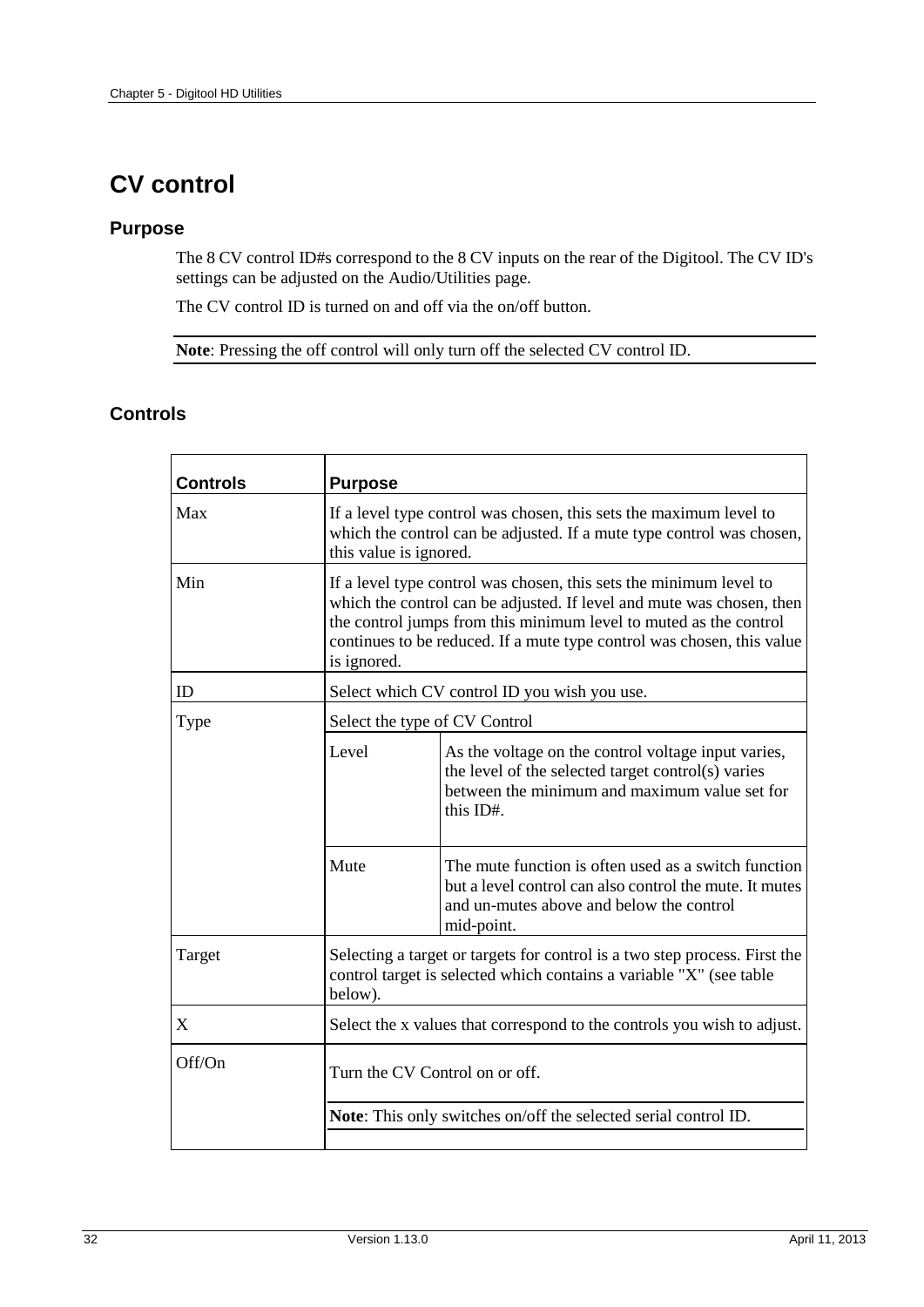# CV control

## Purpose

The 8 CV control ID#s correspond to the 8 CV inputs on the rear of the Digitool. The CV ID's settings can be adjusted on the Audio/Utilities page.

The CV control ID is turned on and off via the on/off button.

**Note**: Pressing the off control will only turn off the selected CV control ID.

## Controls

| Controls | Purpose | |
|---|---|---|
| Max | If a level type control was chosen, this sets the maximum level to which the control can be adjusted. If a mute type control was chosen, this value is ignored. | |
| Min | If a level type control was chosen, this sets the minimum level to which the control can be adjusted. If level and mute was chosen, then the control jumps from this minimum level to muted as the control continues to be reduced. If a mute type control was chosen, this value is ignored. | |
| ID | Select which CV control ID you wish you use. | |
| Type | Select the type of CV Control | |
| | Level | As the voltage on the control voltage input varies, the level of the selected target control(s) varies between the minimum and maximum value set for this ID#. |
| | Mute | The mute function is often used as a switch function but a level control can also control the mute. It mutes and un-mutes above and below the control mid-point. |
| Target | Selecting a target or targets for control is a two step process. First the control target is selected which contains a variable "X" (see table below). | |
| X | Select the x values that correspond to the controls you wish to adjust. | |
| Off/On | Turn the CV Control on or off.<br><br>**Note**: This only switches on/off the selected serial control ID. | |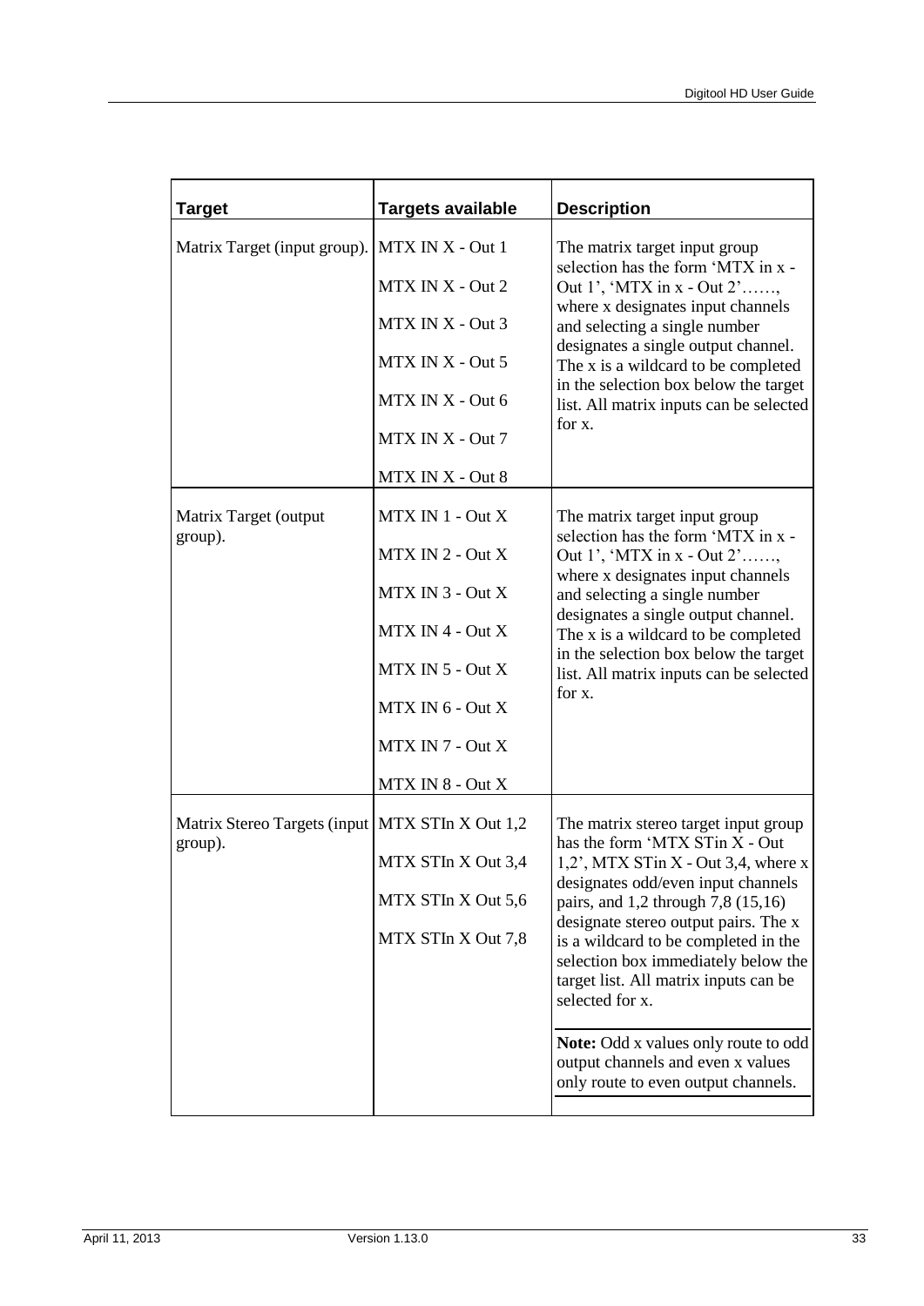| Target | Targets available | Description |
|---|---|---|
| Matrix Target (input group). | MTX IN X - Out 1<br>MTX IN X - Out 2<br>MTX IN X - Out 3<br>MTX IN X - Out 5<br>MTX IN X - Out 6<br>MTX IN X - Out 7<br>MTX IN X - Out 8 | The matrix target input group selection has the form 'MTX in x - Out 1', 'MTX in x - Out 2'……, where x designates input channels and selecting a single number designates a single output channel. The x is a wildcard to be completed in the selection box below the target list. All matrix inputs can be selected for x. |
| Matrix Target (output group). | MTX IN 1 - Out X<br>MTX IN 2 - Out X<br>MTX IN 3 - Out X<br>MTX IN 4 - Out X<br>MTX IN 5 - Out X<br>MTX IN 6 - Out X<br>MTX IN 7 - Out X<br>MTX IN 8 - Out X | The matrix target input group selection has the form 'MTX in x - Out 1', 'MTX in x - Out 2'……, where x designates input channels and selecting a single number designates a single output channel. The x is a wildcard to be completed in the selection box below the target list. All matrix inputs can be selected for x. |
| Matrix Stereo Targets (input group). | MTX STIn X Out 1,2<br>MTX STIn X Out 3,4<br>MTX STIn X Out 5,6<br>MTX STIn X Out 7,8 | The matrix stereo target input group has the form 'MTX STin X - Out 1,2', MTX STin X - Out 3,4, where x designates odd/even input channels pairs, and 1,2 through 7,8 (15,16) designate stereo output pairs. The x is a wildcard to be completed in the selection box immediately below the target list. All matrix inputs can be selected for x.<br><br>**Note:** Odd x values only route to odd output channels and even x values only route to even output channels. |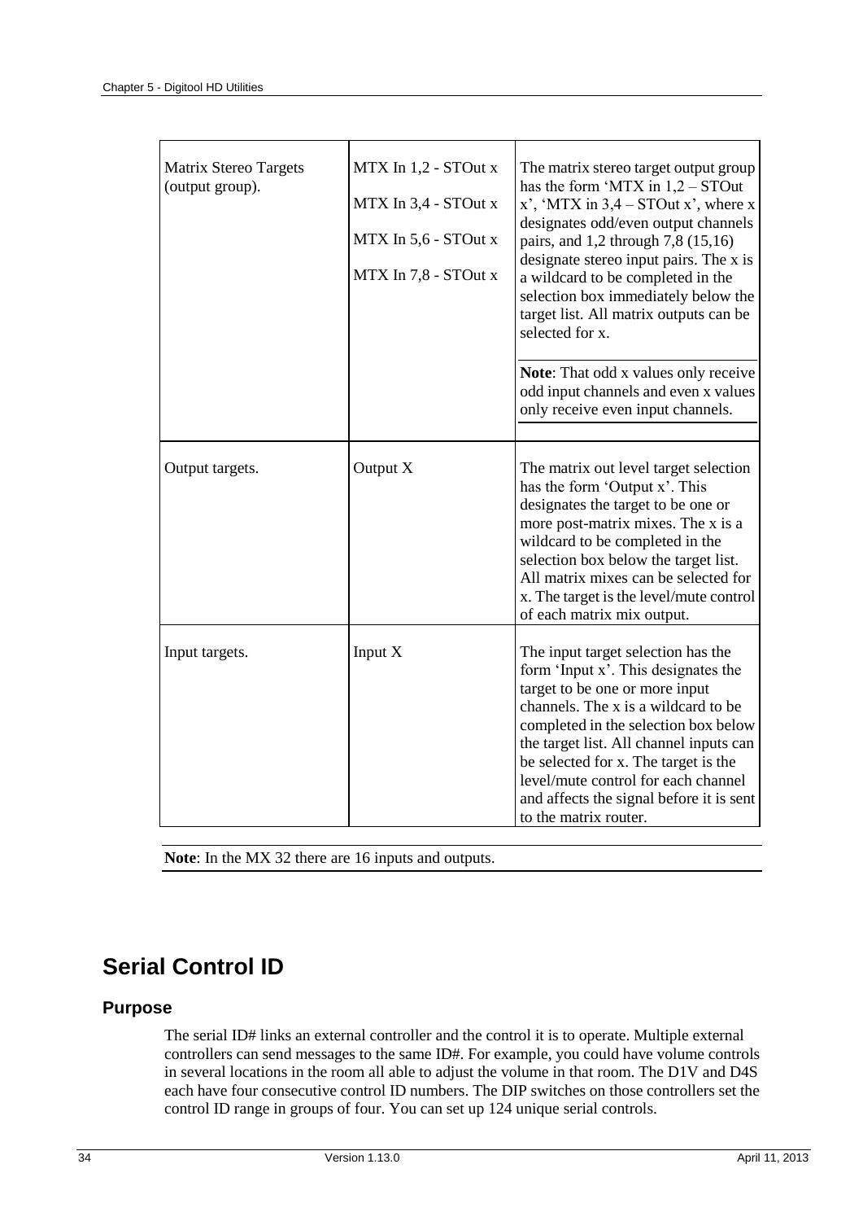| | | |
|---|---|---|
| Matrix Stereo Targets (output group). | MTX In 1,2 - STOut x<br>MTX In 3,4 - STOut x<br>MTX In 5,6 - STOut x<br>MTX In 7,8 - STOut x | The matrix stereo target output group has the form 'MTX in 1,2 – STOut x', 'MTX in 3,4 – STOut x', where x designates odd/even output channels pairs, and 1,2 through 7,8 (15,16) designate stereo input pairs. The x is a wildcard to be completed in the selection box immediately below the target list. All matrix outputs can be selected for x.<br><br>**Note**: That odd x values only receive odd input channels and even x values only receive even input channels. |
| Output targets. | Output X | The matrix out level target selection has the form 'Output x'. This designates the target to be one or more post-matrix mixes. The x is a wildcard to be completed in the selection box below the target list. All matrix mixes can be selected for x. The target is the level/mute control of each matrix mix output. |
| Input targets. | Input X | The input target selection has the form 'Input x'. This designates the target to be one or more input channels. The x is a wildcard to be completed in the selection box below the target list. All channel inputs can be selected for x. The target is the level/mute control for each channel and affects the signal before it is sent to the matrix router. |

**Note**: In the MX 32 there are 16 inputs and outputs.

# Serial Control ID

## Purpose

The serial ID# links an external controller and the control it is to operate. Multiple external controllers can send messages to the same ID#. For example, you could have volume controls in several locations in the room all able to adjust the volume in that room. The D1V and D4S each have four consecutive control ID numbers. The DIP switches on those controllers set the control ID range in groups of four. You can set up 124 unique serial controls.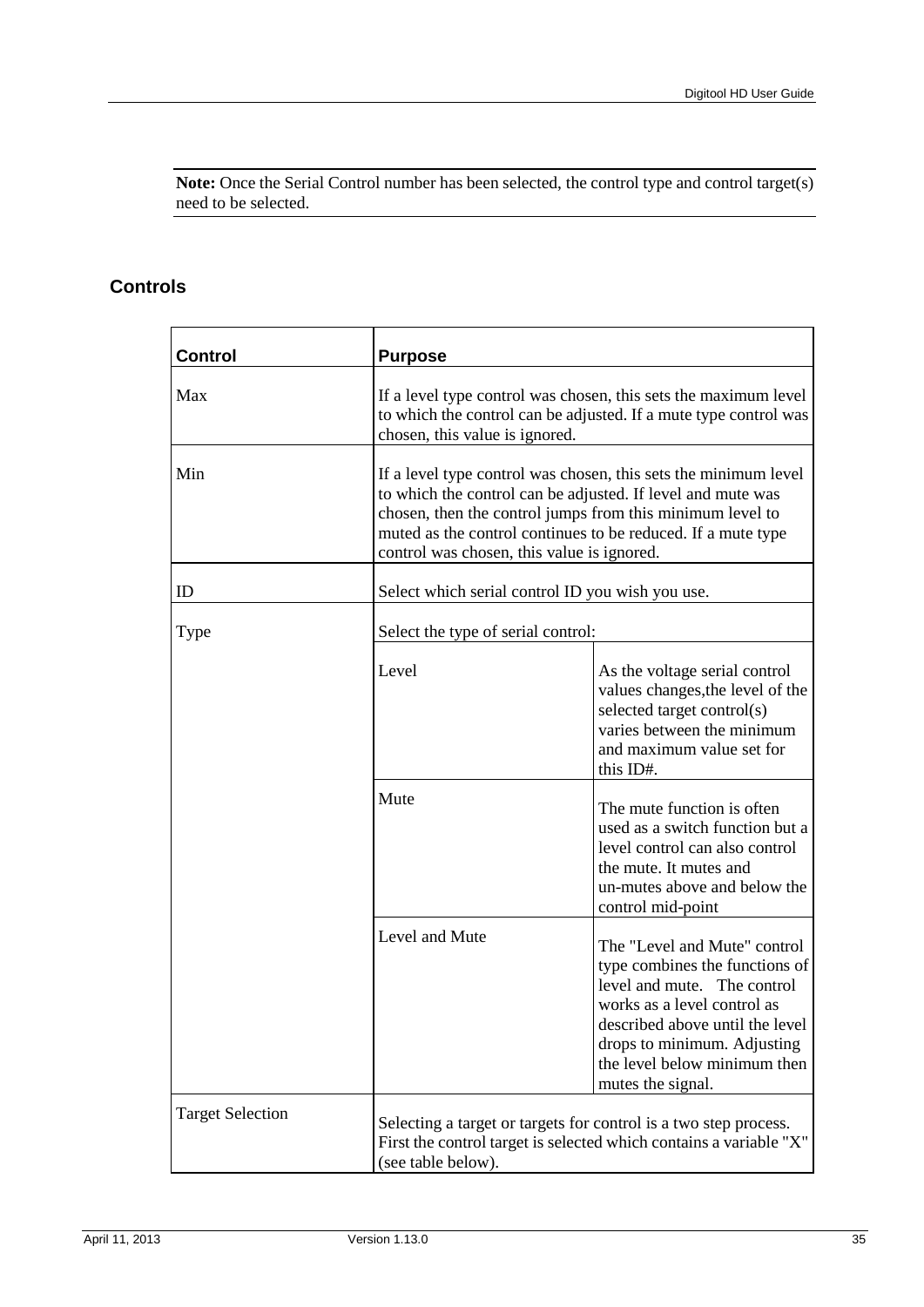**Note:** Once the Serial Control number has been selected, the control type and control target(s) need to be selected.

## Controls

| Control | Purpose | |
|---|---|---|
| Max | If a level type control was chosen, this sets the maximum level to which the control can be adjusted. If a mute type control was chosen, this value is ignored. | |
| Min | If a level type control was chosen, this sets the minimum level to which the control can be adjusted. If level and mute was chosen, then the control jumps from this minimum level to muted as the control continues to be reduced. If a mute type control was chosen, this value is ignored. | |
| ID | Select which serial control ID you wish you use. | |
| Type | Select the type of serial control: | |
| | Level | As the voltage serial control values changes,the level of the selected target control(s) varies between the minimum and maximum value set for this ID#. |
| | Mute | The mute function is often used as a switch function but a level control can also control the mute. It mutes and un-mutes above and below the control mid-point |
| | Level and Mute | The "Level and Mute" control type combines the functions of level and mute. The control works as a level control as described above until the level drops to minimum. Adjusting the level below minimum then mutes the signal. |
| Target Selection | Selecting a target or targets for control is a two step process. First the control target is selected which contains a variable "X" (see table below). | |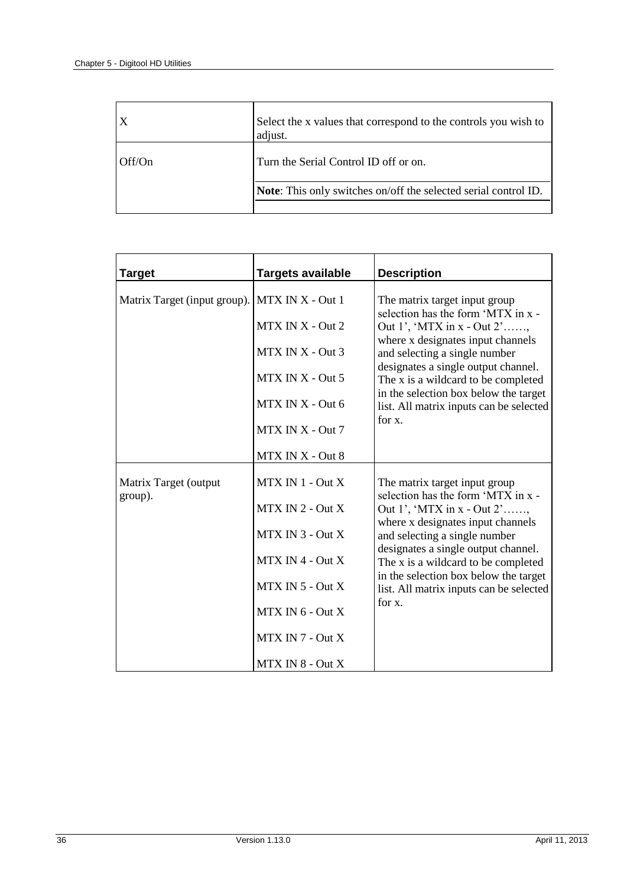| X | Select the x values that correspond to the controls you wish to adjust. |
| --- | --- |
| Off/On | Turn the Serial Control ID off or on.<br><br>**Note**: This only switches on/off the selected serial control ID. |

| Target | Targets available | Description |
| --- | --- | --- |
| Matrix Target (input group). | MTX IN X - Out 1<br><br>MTX IN X - Out 2<br><br>MTX IN X - Out 3<br><br>MTX IN X - Out 5<br><br>MTX IN X - Out 6<br><br>MTX IN X - Out 7<br><br>MTX IN X - Out 8 | The matrix target input group selection has the form 'MTX in x - Out 1', 'MTX in x - Out 2'……, where x designates input channels and selecting a single number designates a single output channel. The x is a wildcard to be completed in the selection box below the target list. All matrix inputs can be selected for x. |
| Matrix Target (output group). | MTX IN 1 - Out X<br><br>MTX IN 2 - Out X<br><br>MTX IN 3 - Out X<br><br>MTX IN 4 - Out X<br><br>MTX IN 5 - Out X<br><br>MTX IN 6 - Out X<br><br>MTX IN 7 - Out X<br><br>MTX IN 8 - Out X | The matrix target input group selection has the form 'MTX in x - Out 1', 'MTX in x - Out 2'……, where x designates input channels and selecting a single number designates a single output channel. The x is a wildcard to be completed in the selection box below the target list. All matrix inputs can be selected for x. |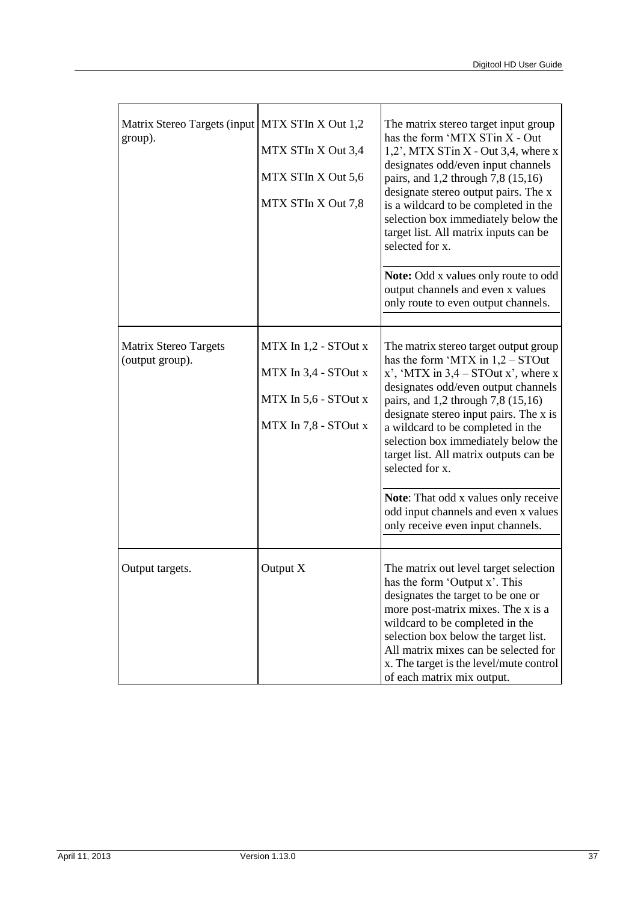| | | |
|---|---|---|
| Matrix Stereo Targets (input group). | MTX STIn X Out 1,2<br><br>MTX STIn X Out 3,4<br><br>MTX STIn X Out 5,6<br><br>MTX STIn X Out 7,8 | The matrix stereo target input group has the form 'MTX STin X - Out 1,2', MTX STin X - Out 3,4, where x designates odd/even input channels pairs, and 1,2 through 7,8 (15,16) designate stereo output pairs. The x is a wildcard to be completed in the selection box immediately below the target list. All matrix inputs can be selected for x.<br><br>**Note:** Odd x values only route to odd output channels and even x values only route to even output channels. |
| Matrix Stereo Targets (output group). | MTX In 1,2 - STOut x<br><br>MTX In 3,4 - STOut x<br><br>MTX In 5,6 - STOut x<br><br>MTX In 7,8 - STOut x | The matrix stereo target output group has the form 'MTX in 1,2 – STOut x', 'MTX in 3,4 – STOut x', where x designates odd/even output channels pairs, and 1,2 through 7,8 (15,16) designate stereo input pairs. The x is a wildcard to be completed in the selection box immediately below the target list. All matrix outputs can be selected for x.<br><br>**Note**: That odd x values only receive odd input channels and even x values only receive even input channels. |
| Output targets. | Output X | The matrix out level target selection has the form 'Output x'. This designates the target to be one or more post-matrix mixes. The x is a wildcard to be completed in the selection box below the target list. All matrix mixes can be selected for x. The target is the level/mute control of each matrix mix output. |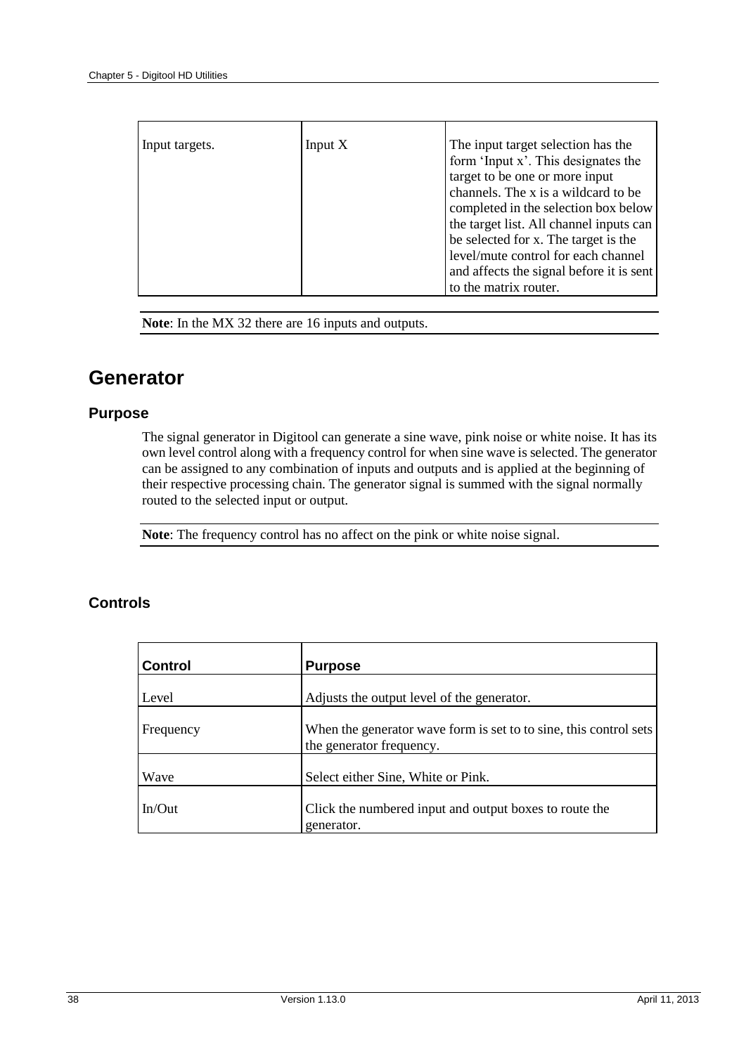| Input targets. | Input X | The input target selection has the form 'Input x'. This designates the target to be one or more input channels. The x is a wildcard to be completed in the selection box below the target list. All channel inputs can be selected for x. The target is the level/mute control for each channel and affects the signal before it is sent to the matrix router. |
|---|---|---|

**Note**: In the MX 32 there are 16 inputs and outputs.

# Generator

## Purpose

The signal generator in Digitool can generate a sine wave, pink noise or white noise. It has its own level control along with a frequency control for when sine wave is selected. The generator can be assigned to any combination of inputs and outputs and is applied at the beginning of their respective processing chain. The generator signal is summed with the signal normally routed to the selected input or output.

**Note**: The frequency control has no affect on the pink or white noise signal.

## Controls

| Control | Purpose |
|---|---|
| Level | Adjusts the output level of the generator. |
| Frequency | When the generator wave form is set to to sine, this control sets the generator frequency. |
| Wave | Select either Sine, White or Pink. |
| In/Out | Click the numbered input and output boxes to route the generator. |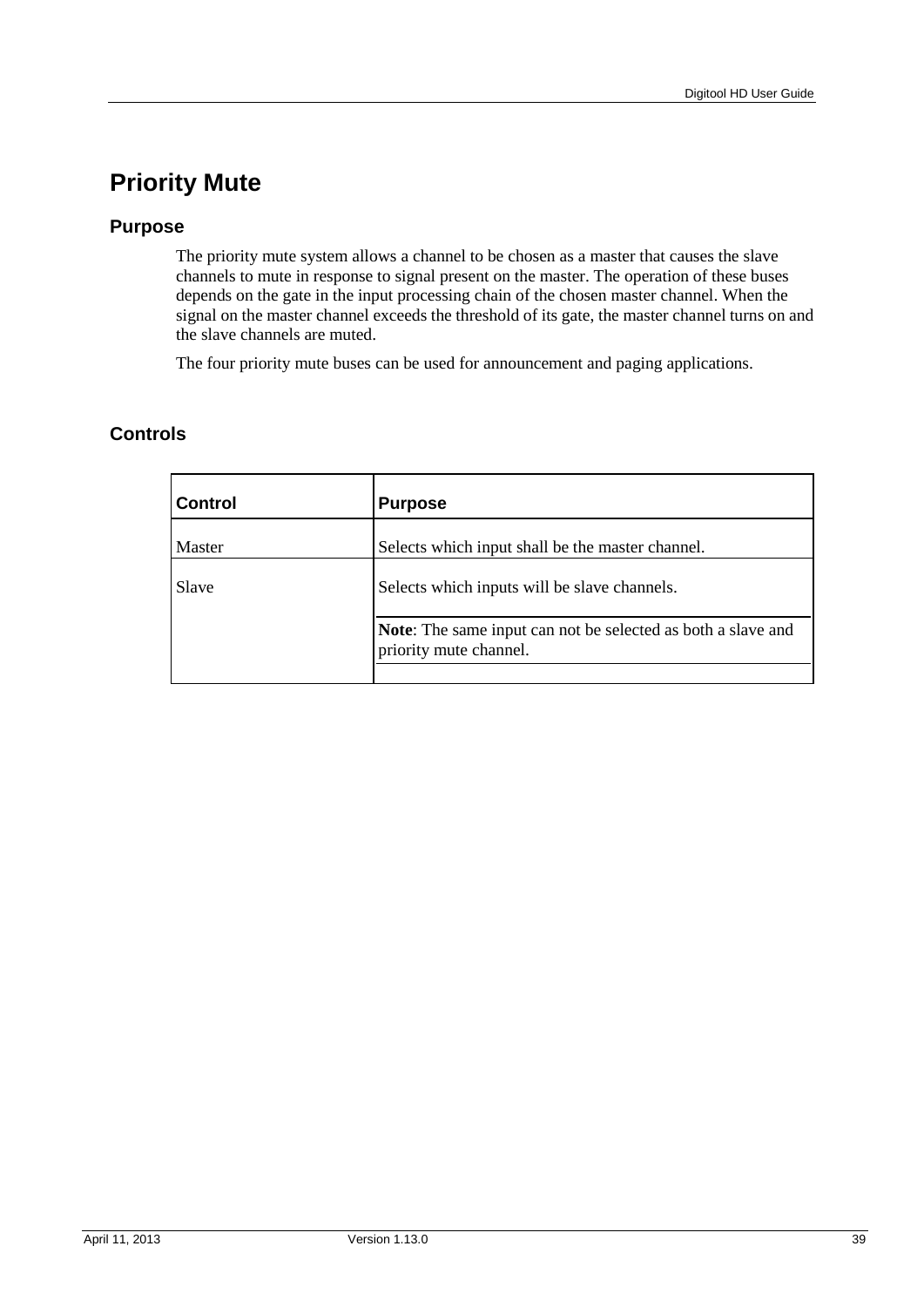# Priority Mute

## Purpose

The priority mute system allows a channel to be chosen as a master that causes the slave channels to mute in response to signal present on the master. The operation of these buses depends on the gate in the input processing chain of the chosen master channel. When the signal on the master channel exceeds the threshold of its gate, the master channel turns on and the slave channels are muted.

The four priority mute buses can be used for announcement and paging applications.

## Controls

| Control | Purpose |
|---|---|
| Master | Selects which input shall be the master channel. |
| Slave | Selects which inputs will be slave channels.<br><br>**Note**: The same input can not be selected as both a slave and priority mute channel. |